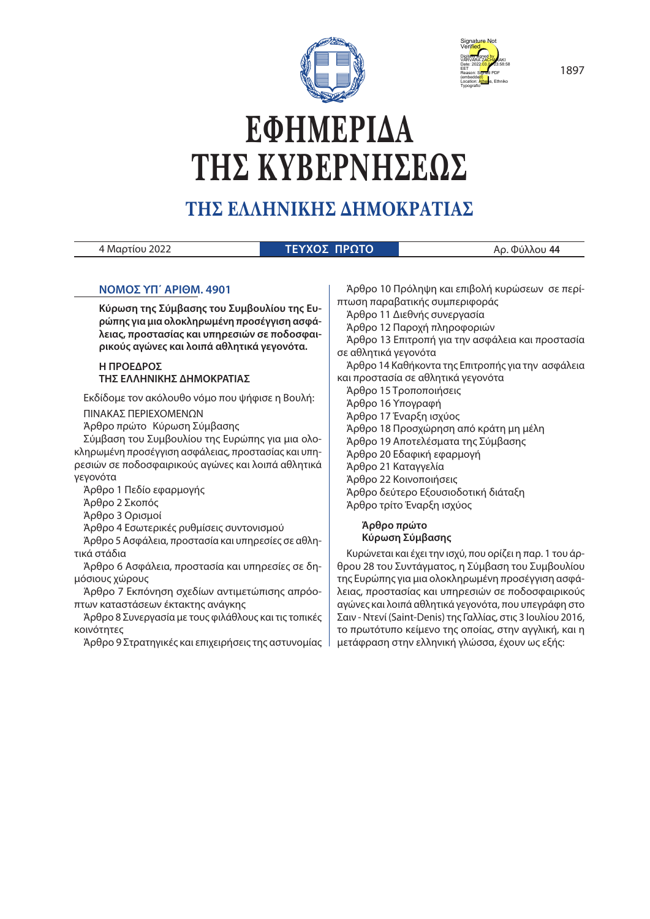# ΕΦΗΜΕΡΙΔΑ ΤΗΣ ΚΥΒΕΡΝΗΣΕΩΣ

## ΤΗΣ ΕΛΛΗΝΙΚΗΣ ΔΗΜΟΚΡΑΤΙΑΣ

4 Μαρτίου 2022 | **ΤΕΥΧΟΣ ΠΡΩΤΟ** | Αρ. Φύλλου **44**

### ΝΟΜΟΣ ΥΠ΄ ΑΡΙΘΜ. 4901

**Κύρωση της Σύμβασης του Συμβουλίου της Ευρώπης για μια ολοκληρωμένη προσέγγιση ασφάλειας, προστασίας και υπηρεσιών σε ποδοσφαιρικούς αγώνες και λοιπά αθλητικά γεγονότα.**

**Η ΠΡΟΕΔΡΟΣ**
**ΤΗΣ ΕΛΛΗΝΙΚΗΣ ΔΗΜΟΚΡΑΤΙΑΣ**

Εκδίδομε τον ακόλουθο νόμο που ψήφισε η Βουλή:

ΠΙΝΑΚΑΣ ΠΕΡΙΕΧΟΜΕΝΩΝ

Άρθρο πρώτο Κύρωση Σύμβασης

Σύμβαση του Συμβουλίου της Ευρώπης για μια ολοκληρωμένη προσέγγιση ασφάλειας, προστασίας και υπηρεσιών σε ποδοσφαιρικούς αγώνες και λοιπά αθλητικά γεγονότα

Άρθρο 1 Πεδίο εφαρμογής

Άρθρο 2 Σκοπός

Άρθρο 3 Ορισμοί

Άρθρο 4 Εσωτερικές ρυθμίσεις συντονισμού

Άρθρο 5 Ασφάλεια, προστασία και υπηρεσίες σε αθλητικά στάδια

Άρθρο 6 Ασφάλεια, προστασία και υπηρεσίες σε δημόσιους χώρους

Άρθρο 7 Εκπόνηση σχεδίων αντιμετώπισης απρόοπτων καταστάσεων έκτακτης ανάγκης

Άρθρο 8 Συνεργασία με τους φιλάθλους και τις τοπικές κοινότητες

Άρθρο 9 Στρατηγικές και επιχειρήσεις της αστυνομίας

Άρθρο 10 Πρόληψη και επιβολή κυρώσεων σε περίπτωση παραβατικής συμπεριφοράς

Άρθρο 11 Διεθνής συνεργασία

Άρθρο 12 Παροχή πληροφοριών

Άρθρο 13 Επιτροπή για την ασφάλεια και προστασία σε αθλητικά γεγονότα

Άρθρο 14 Καθήκοντα της Επιτροπής για την ασφάλεια και προστασία σε αθλητικά γεγονότα

Άρθρο 15 Τροποποιήσεις

Άρθρο 16 Υπογραφή

Άρθρο 17 Έναρξη ισχύος

Άρθρο 18 Προσχώρηση από κράτη μη μέλη

Άρθρο 19 Αποτελέσματα της Σύμβασης

Άρθρο 20 Εδαφική εφαρμογή

Άρθρο 21 Καταγγελία

Άρθρο 22 Κοινοποιήσεις

Άρθρο δεύτερο Εξουσιοδοτική διάταξη

Άρθρο τρίτο Έναρξη ισχύος

**Άρθρο πρώτο**
**Κύρωση Σύμβασης**

Κυρώνεται και έχει την ισχύ, που ορίζει η παρ. 1 του άρθρου 28 του Συντάγματος, η Σύμβαση του Συμβουλίου της Ευρώπης για μια ολοκληρωμένη προσέγγιση ασφάλειας, προστασίας και υπηρεσιών σε ποδοσφαιρικούς αγώνες και λοιπά αθλητικά γεγονότα, που υπεγράφη στο Σαιν - Ντενί (Saint-Denis) της Γαλλίας, στις 3 Ιουλίου 2016, το πρωτότυπο κείμενο της οποίας, στην αγγλική, και η μετάφραση στην ελληνική γλώσσα, έχουν ως εξής: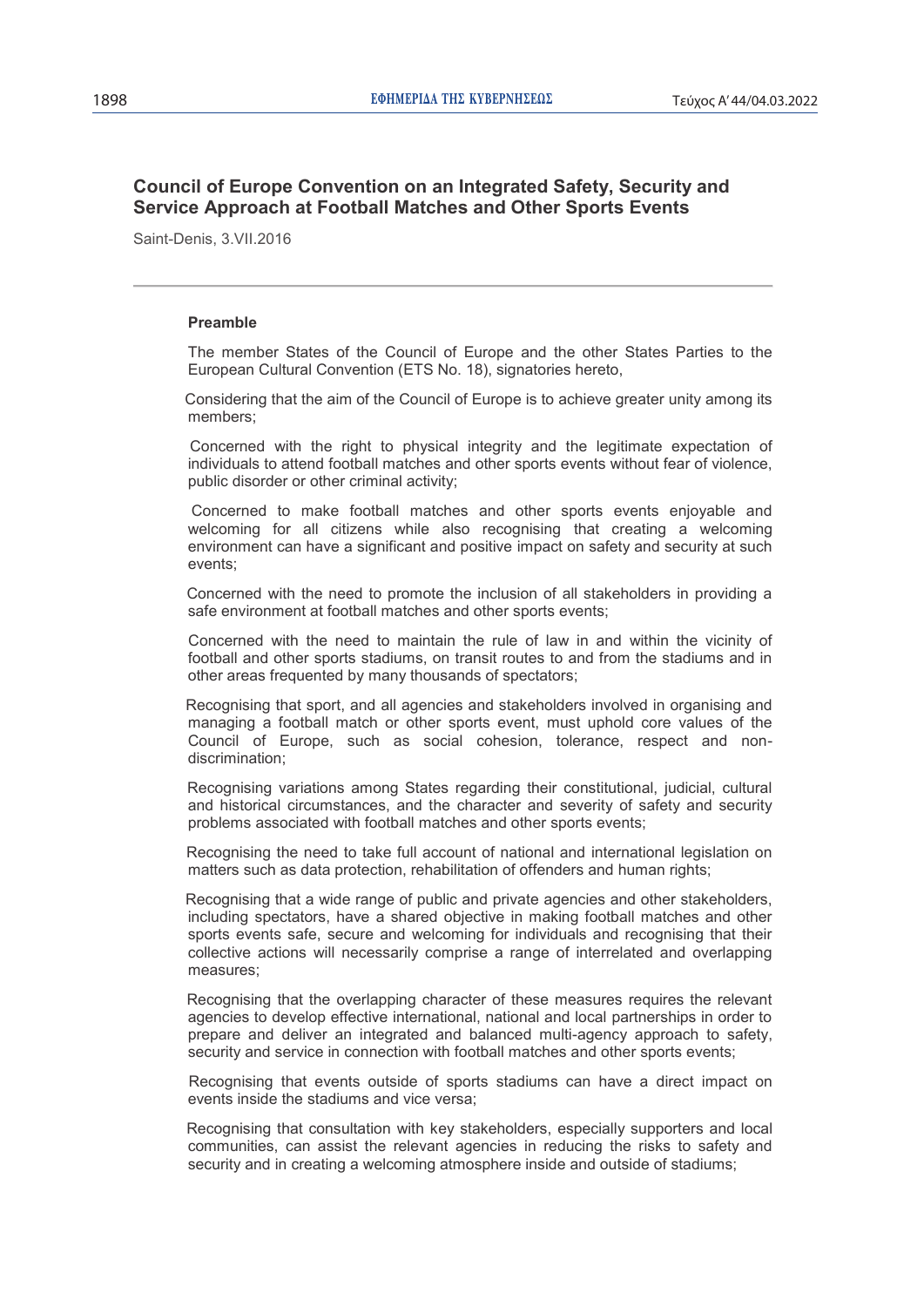## Council of Europe Convention on an Integrated Safety, Security and Service Approach at Football Matches and Other Sports Events

Saint-Denis, 3.VII.2016

---

### Preamble

The member States of the Council of Europe and the other States Parties to the European Cultural Convention (ETS No. 18), signatories hereto,

Considering that the aim of the Council of Europe is to achieve greater unity among its members;

Concerned with the right to physical integrity and the legitimate expectation of individuals to attend football matches and other sports events without fear of violence, public disorder or other criminal activity;

Concerned to make football matches and other sports events enjoyable and welcoming for all citizens while also recognising that creating a welcoming environment can have a significant and positive impact on safety and security at such events;

Concerned with the need to promote the inclusion of all stakeholders in providing a safe environment at football matches and other sports events;

Concerned with the need to maintain the rule of law in and within the vicinity of football and other sports stadiums, on transit routes to and from the stadiums and in other areas frequented by many thousands of spectators;

Recognising that sport, and all agencies and stakeholders involved in organising and managing a football match or other sports event, must uphold core values of the Council of Europe, such as social cohesion, tolerance, respect and non-discrimination;

Recognising variations among States regarding their constitutional, judicial, cultural and historical circumstances, and the character and severity of safety and security problems associated with football matches and other sports events;

Recognising the need to take full account of national and international legislation on matters such as data protection, rehabilitation of offenders and human rights;

Recognising that a wide range of public and private agencies and other stakeholders, including spectators, have a shared objective in making football matches and other sports events safe, secure and welcoming for individuals and recognising that their collective actions will necessarily comprise a range of interrelated and overlapping measures;

Recognising that the overlapping character of these measures requires the relevant agencies to develop effective international, national and local partnerships in order to prepare and deliver an integrated and balanced multi-agency approach to safety, security and service in connection with football matches and other sports events;

Recognising that events outside of sports stadiums can have a direct impact on events inside the stadiums and vice versa;

Recognising that consultation with key stakeholders, especially supporters and local communities, can assist the relevant agencies in reducing the risks to safety and security and in creating a welcoming atmosphere inside and outside of stadiums;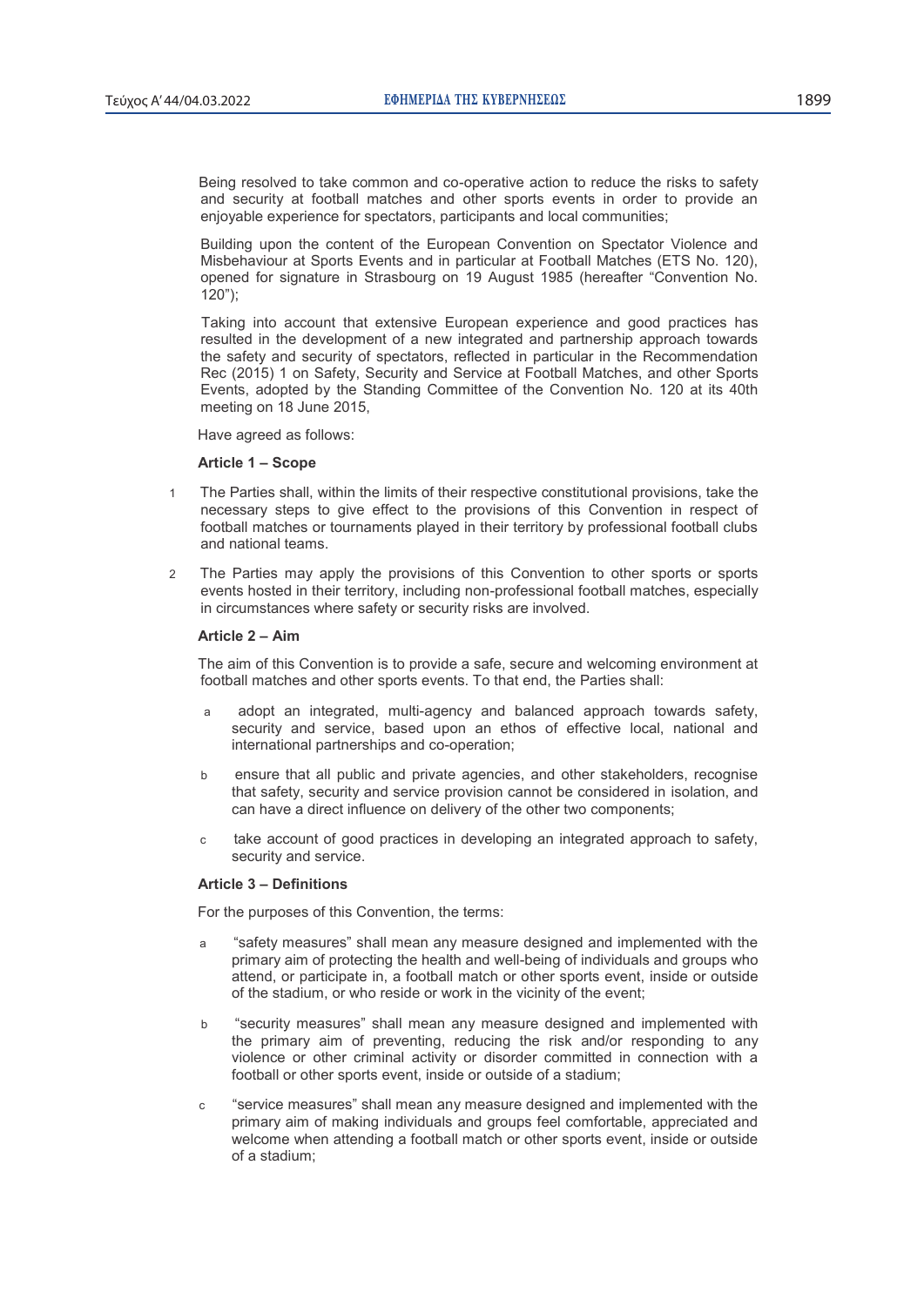Being resolved to take common and co-operative action to reduce the risks to safety and security at football matches and other sports events in order to provide an enjoyable experience for spectators, participants and local communities;

Building upon the content of the European Convention on Spectator Violence and Misbehaviour at Sports Events and in particular at Football Matches (ETS No. 120), opened for signature in Strasbourg on 19 August 1985 (hereafter "Convention No. 120");

Taking into account that extensive European experience and good practices has resulted in the development of a new integrated and partnership approach towards the safety and security of spectators, reflected in particular in the Recommendation Rec (2015) 1 on Safety, Security and Service at Football Matches, and other Sports Events, adopted by the Standing Committee of the Convention No. 120 at its 40th meeting on 18 June 2015,

Have agreed as follows:

**Article 1 – Scope**

1 The Parties shall, within the limits of their respective constitutional provisions, take the necessary steps to give effect to the provisions of this Convention in respect of football matches or tournaments played in their territory by professional football clubs and national teams.

2 The Parties may apply the provisions of this Convention to other sports or sports events hosted in their territory, including non-professional football matches, especially in circumstances where safety or security risks are involved.

**Article 2 – Aim**

The aim of this Convention is to provide a safe, secure and welcoming environment at football matches and other sports events. To that end, the Parties shall:

a adopt an integrated, multi-agency and balanced approach towards safety, security and service, based upon an ethos of effective local, national and international partnerships and co-operation;

b ensure that all public and private agencies, and other stakeholders, recognise that safety, security and service provision cannot be considered in isolation, and can have a direct influence on delivery of the other two components;

c take account of good practices in developing an integrated approach to safety, security and service.

**Article 3 – Definitions**

For the purposes of this Convention, the terms:

a "safety measures" shall mean any measure designed and implemented with the primary aim of protecting the health and well-being of individuals and groups who attend, or participate in, a football match or other sports event, inside or outside of the stadium, or who reside or work in the vicinity of the event;

b "security measures" shall mean any measure designed and implemented with the primary aim of preventing, reducing the risk and/or responding to any violence or other criminal activity or disorder committed in connection with a football or other sports event, inside or outside of a stadium;

c "service measures" shall mean any measure designed and implemented with the primary aim of making individuals and groups feel comfortable, appreciated and welcome when attending a football match or other sports event, inside or outside of a stadium;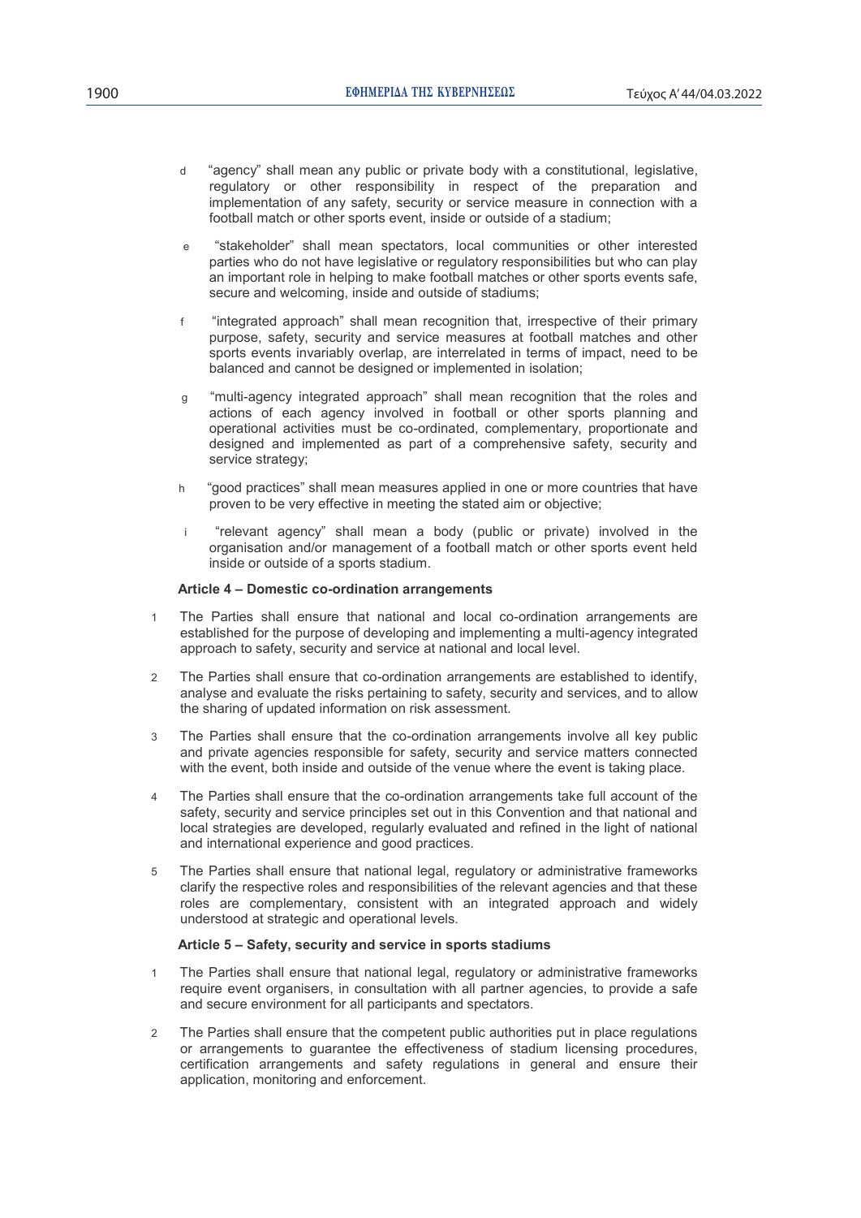d "agency" shall mean any public or private body with a constitutional, legislative, regulatory or other responsibility in respect of the preparation and implementation of any safety, security or service measure in connection with a football match or other sports event, inside or outside of a stadium;

e "stakeholder" shall mean spectators, local communities or other interested parties who do not have legislative or regulatory responsibilities but who can play an important role in helping to make football matches or other sports events safe, secure and welcoming, inside and outside of stadiums;

f "integrated approach" shall mean recognition that, irrespective of their primary purpose, safety, security and service measures at football matches and other sports events invariably overlap, are interrelated in terms of impact, need to be balanced and cannot be designed or implemented in isolation;

g "multi-agency integrated approach" shall mean recognition that the roles and actions of each agency involved in football or other sports planning and operational activities must be co-ordinated, complementary, proportionate and designed and implemented as part of a comprehensive safety, security and service strategy;

h "good practices" shall mean measures applied in one or more countries that have proven to be very effective in meeting the stated aim or objective;

i "relevant agency" shall mean a body (public or private) involved in the organisation and/or management of a football match or other sports event held inside or outside of a sports stadium.

**Article 4 – Domestic co-ordination arrangements**

1 The Parties shall ensure that national and local co-ordination arrangements are established for the purpose of developing and implementing a multi-agency integrated approach to safety, security and service at national and local level.

2 The Parties shall ensure that co-ordination arrangements are established to identify, analyse and evaluate the risks pertaining to safety, security and services, and to allow the sharing of updated information on risk assessment.

3 The Parties shall ensure that the co-ordination arrangements involve all key public and private agencies responsible for safety, security and service matters connected with the event, both inside and outside of the venue where the event is taking place.

4 The Parties shall ensure that the co-ordination arrangements take full account of the safety, security and service principles set out in this Convention and that national and local strategies are developed, regularly evaluated and refined in the light of national and international experience and good practices.

5 The Parties shall ensure that national legal, regulatory or administrative frameworks clarify the respective roles and responsibilities of the relevant agencies and that these roles are complementary, consistent with an integrated approach and widely understood at strategic and operational levels.

**Article 5 – Safety, security and service in sports stadiums**

1 The Parties shall ensure that national legal, regulatory or administrative frameworks require event organisers, in consultation with all partner agencies, to provide a safe and secure environment for all participants and spectators.

2 The Parties shall ensure that the competent public authorities put in place regulations or arrangements to guarantee the effectiveness of stadium licensing procedures, certification arrangements and safety regulations in general and ensure their application, monitoring and enforcement.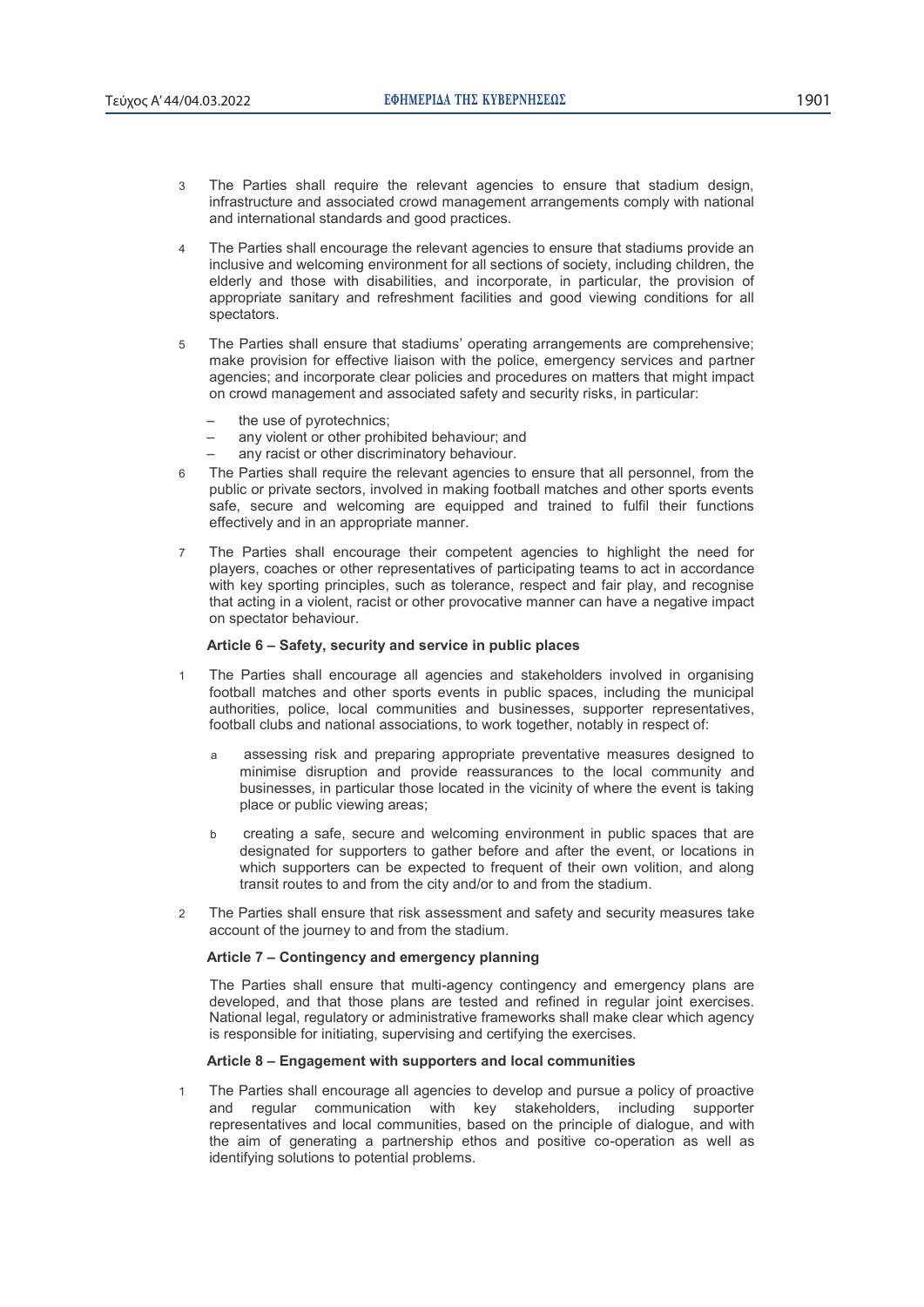3 The Parties shall require the relevant agencies to ensure that stadium design, infrastructure and associated crowd management arrangements comply with national and international standards and good practices.

4 The Parties shall encourage the relevant agencies to ensure that stadiums provide an inclusive and welcoming environment for all sections of society, including children, the elderly and those with disabilities, and incorporate, in particular, the provision of appropriate sanitary and refreshment facilities and good viewing conditions for all spectators.

5 The Parties shall ensure that stadiums' operating arrangements are comprehensive; make provision for effective liaison with the police, emergency services and partner agencies; and incorporate clear policies and procedures on matters that might impact on crowd management and associated safety and security risks, in particular:

- the use of pyrotechnics;
- any violent or other prohibited behaviour; and
- any racist or other discriminatory behaviour.

6 The Parties shall require the relevant agencies to ensure that all personnel, from the public or private sectors, involved in making football matches and other sports events safe, secure and welcoming are equipped and trained to fulfil their functions effectively and in an appropriate manner.

7 The Parties shall encourage their competent agencies to highlight the need for players, coaches or other representatives of participating teams to act in accordance with key sporting principles, such as tolerance, respect and fair play, and recognise that acting in a violent, racist or other provocative manner can have a negative impact on spectator behaviour.

**Article 6 – Safety, security and service in public places**

1 The Parties shall encourage all agencies and stakeholders involved in organising football matches and other sports events in public spaces, including the municipal authorities, police, local communities and businesses, supporter representatives, football clubs and national associations, to work together, notably in respect of:

a assessing risk and preparing appropriate preventative measures designed to minimise disruption and provide reassurances to the local community and businesses, in particular those located in the vicinity of where the event is taking place or public viewing areas;

b creating a safe, secure and welcoming environment in public spaces that are designated for supporters to gather before and after the event, or locations in which supporters can be expected to frequent of their own volition, and along transit routes to and from the city and/or to and from the stadium.

2 The Parties shall ensure that risk assessment and safety and security measures take account of the journey to and from the stadium.

**Article 7 – Contingency and emergency planning**

The Parties shall ensure that multi-agency contingency and emergency plans are developed, and that those plans are tested and refined in regular joint exercises. National legal, regulatory or administrative frameworks shall make clear which agency is responsible for initiating, supervising and certifying the exercises.

**Article 8 – Engagement with supporters and local communities**

1 The Parties shall encourage all agencies to develop and pursue a policy of proactive and regular communication with key stakeholders, including supporter representatives and local communities, based on the principle of dialogue, and with the aim of generating a partnership ethos and positive co-operation as well as identifying solutions to potential problems.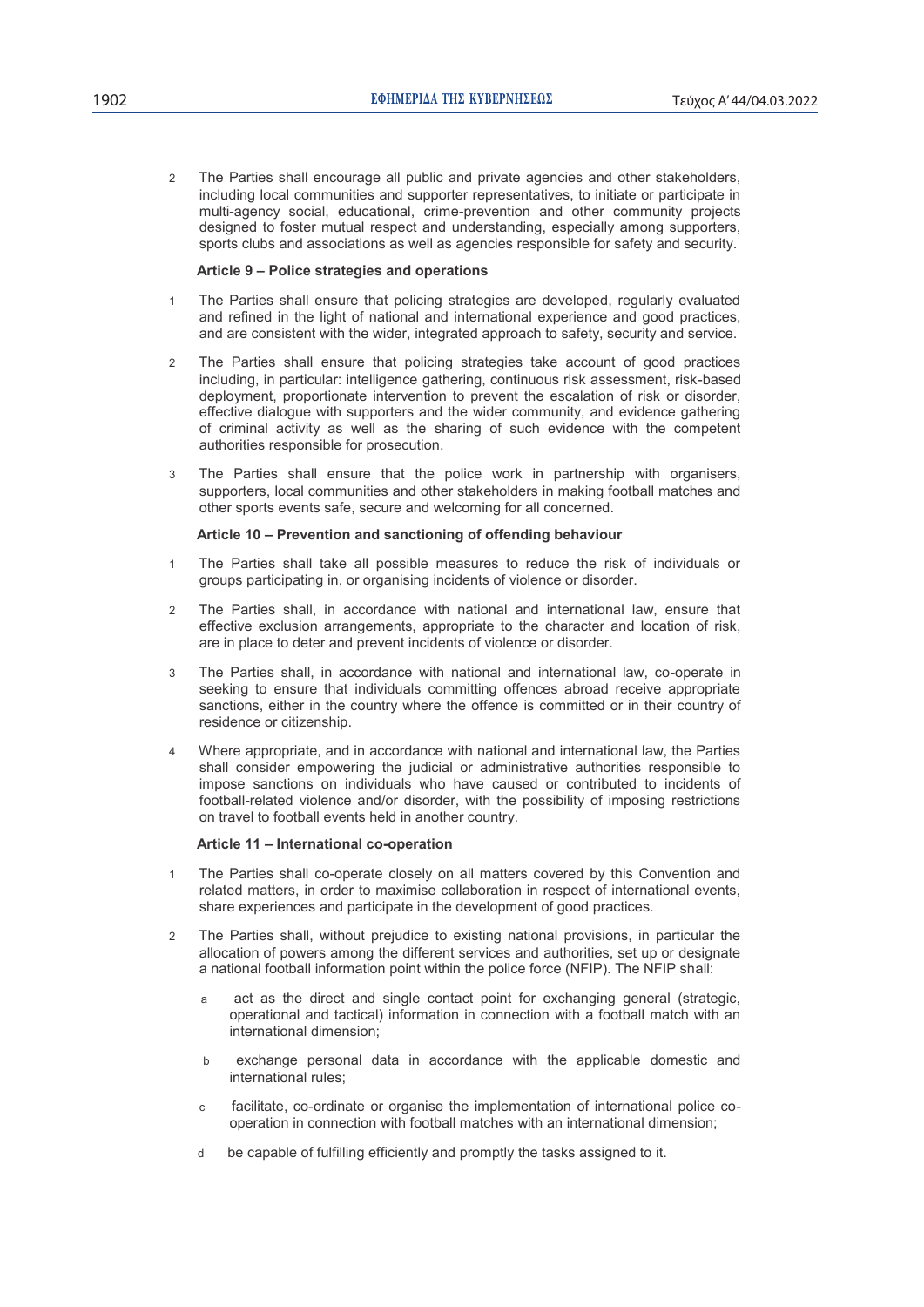2 The Parties shall encourage all public and private agencies and other stakeholders, including local communities and supporter representatives, to initiate or participate in multi-agency social, educational, crime-prevention and other community projects designed to foster mutual respect and understanding, especially among supporters, sports clubs and associations as well as agencies responsible for safety and security.

**Article 9 – Police strategies and operations**

1 The Parties shall ensure that policing strategies are developed, regularly evaluated and refined in the light of national and international experience and good practices, and are consistent with the wider, integrated approach to safety, security and service.

2 The Parties shall ensure that policing strategies take account of good practices including, in particular: intelligence gathering, continuous risk assessment, risk-based deployment, proportionate intervention to prevent the escalation of risk or disorder, effective dialogue with supporters and the wider community, and evidence gathering of criminal activity as well as the sharing of such evidence with the competent authorities responsible for prosecution.

3 The Parties shall ensure that the police work in partnership with organisers, supporters, local communities and other stakeholders in making football matches and other sports events safe, secure and welcoming for all concerned.

**Article 10 – Prevention and sanctioning of offending behaviour**

1 The Parties shall take all possible measures to reduce the risk of individuals or groups participating in, or organising incidents of violence or disorder.

2 The Parties shall, in accordance with national and international law, ensure that effective exclusion arrangements, appropriate to the character and location of risk, are in place to deter and prevent incidents of violence or disorder.

3 The Parties shall, in accordance with national and international law, co-operate in seeking to ensure that individuals committing offences abroad receive appropriate sanctions, either in the country where the offence is committed or in their country of residence or citizenship.

4 Where appropriate, and in accordance with national and international law, the Parties shall consider empowering the judicial or administrative authorities responsible to impose sanctions on individuals who have caused or contributed to incidents of football-related violence and/or disorder, with the possibility of imposing restrictions on travel to football events held in another country.

**Article 11 – International co-operation**

1 The Parties shall co-operate closely on all matters covered by this Convention and related matters, in order to maximise collaboration in respect of international events, share experiences and participate in the development of good practices.

2 The Parties shall, without prejudice to existing national provisions, in particular the allocation of powers among the different services and authorities, set up or designate a national football information point within the police force (NFIP). The NFIP shall:

a act as the direct and single contact point for exchanging general (strategic, operational and tactical) information in connection with a football match with an international dimension;

b exchange personal data in accordance with the applicable domestic and international rules;

c facilitate, co-ordinate or organise the implementation of international police co-operation in connection with football matches with an international dimension;

d be capable of fulfilling efficiently and promptly the tasks assigned to it.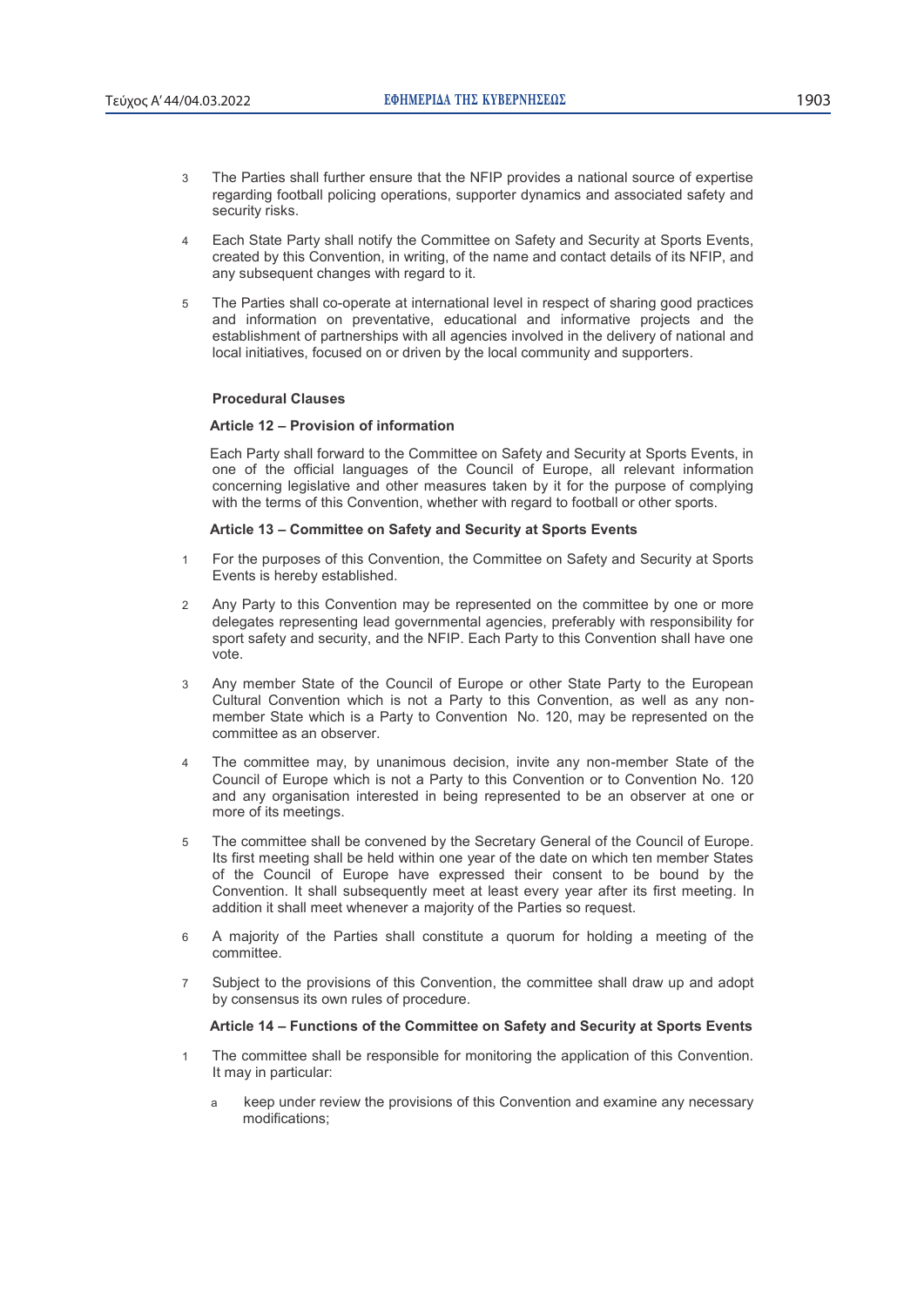3 The Parties shall further ensure that the NFIP provides a national source of expertise regarding football policing operations, supporter dynamics and associated safety and security risks.

4 Each State Party shall notify the Committee on Safety and Security at Sports Events, created by this Convention, in writing, of the name and contact details of its NFIP, and any subsequent changes with regard to it.

5 The Parties shall co-operate at international level in respect of sharing good practices and information on preventative, educational and informative projects and the establishment of partnerships with all agencies involved in the delivery of national and local initiatives, focused on or driven by the local community and supporters.

**Procedural Clauses**

**Article 12 – Provision of information**

Each Party shall forward to the Committee on Safety and Security at Sports Events, in one of the official languages of the Council of Europe, all relevant information concerning legislative and other measures taken by it for the purpose of complying with the terms of this Convention, whether with regard to football or other sports.

**Article 13 – Committee on Safety and Security at Sports Events**

1 For the purposes of this Convention, the Committee on Safety and Security at Sports Events is hereby established.

2 Any Party to this Convention may be represented on the committee by one or more delegates representing lead governmental agencies, preferably with responsibility for sport safety and security, and the NFIP. Each Party to this Convention shall have one vote.

3 Any member State of the Council of Europe or other State Party to the European Cultural Convention which is not a Party to this Convention, as well as any non-member State which is a Party to Convention No. 120, may be represented on the committee as an observer.

4 The committee may, by unanimous decision, invite any non-member State of the Council of Europe which is not a Party to this Convention or to Convention No. 120 and any organisation interested in being represented to be an observer at one or more of its meetings.

5 The committee shall be convened by the Secretary General of the Council of Europe. Its first meeting shall be held within one year of the date on which ten member States of the Council of Europe have expressed their consent to be bound by the Convention. It shall subsequently meet at least every year after its first meeting. In addition it shall meet whenever a majority of the Parties so request.

6 A majority of the Parties shall constitute a quorum for holding a meeting of the committee.

7 Subject to the provisions of this Convention, the committee shall draw up and adopt by consensus its own rules of procedure.

**Article 14 – Functions of the Committee on Safety and Security at Sports Events**

1 The committee shall be responsible for monitoring the application of this Convention. It may in particular:

a keep under review the provisions of this Convention and examine any necessary modifications;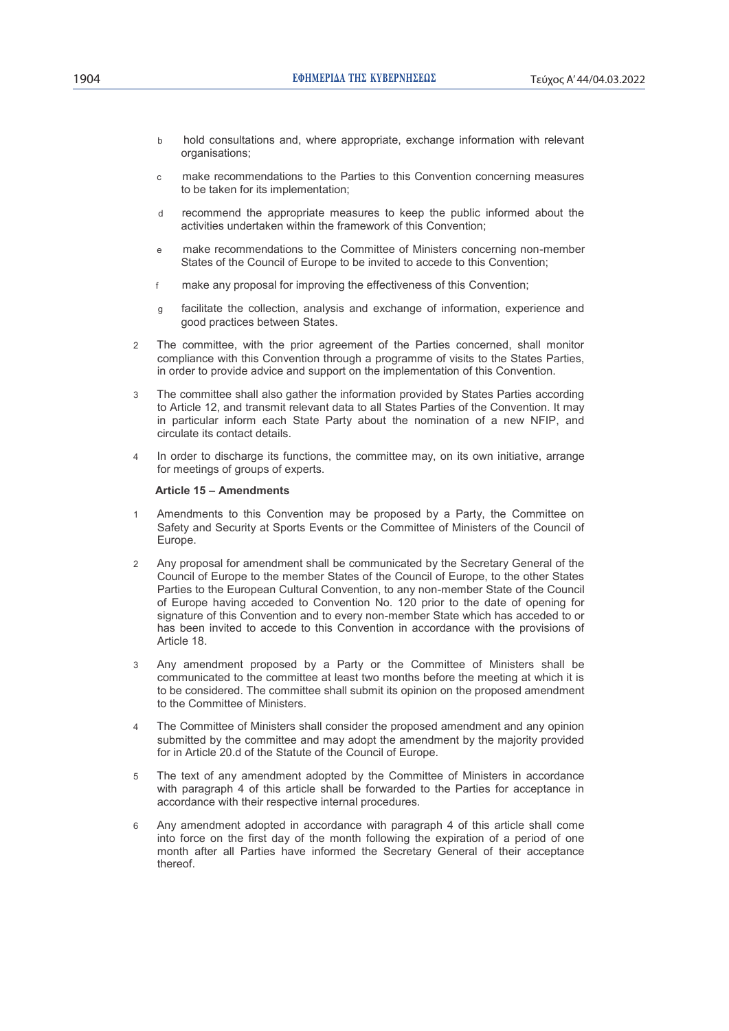b hold consultations and, where appropriate, exchange information with relevant organisations;

c make recommendations to the Parties to this Convention concerning measures to be taken for its implementation;

d recommend the appropriate measures to keep the public informed about the activities undertaken within the framework of this Convention;

e make recommendations to the Committee of Ministers concerning non-member States of the Council of Europe to be invited to accede to this Convention;

f make any proposal for improving the effectiveness of this Convention;

g facilitate the collection, analysis and exchange of information, experience and good practices between States.

2 The committee, with the prior agreement of the Parties concerned, shall monitor compliance with this Convention through a programme of visits to the States Parties, in order to provide advice and support on the implementation of this Convention.

3 The committee shall also gather the information provided by States Parties according to Article 12, and transmit relevant data to all States Parties of the Convention. It may in particular inform each State Party about the nomination of a new NFIP, and circulate its contact details.

4 In order to discharge its functions, the committee may, on its own initiative, arrange for meetings of groups of experts.

**Article 15 – Amendments**

1 Amendments to this Convention may be proposed by a Party, the Committee on Safety and Security at Sports Events or the Committee of Ministers of the Council of Europe.

2 Any proposal for amendment shall be communicated by the Secretary General of the Council of Europe to the member States of the Council of Europe, to the other States Parties to the European Cultural Convention, to any non-member State of the Council of Europe having acceded to Convention No. 120 prior to the date of opening for signature of this Convention and to every non-member State which has acceded to or has been invited to accede to this Convention in accordance with the provisions of Article 18.

3 Any amendment proposed by a Party or the Committee of Ministers shall be communicated to the committee at least two months before the meeting at which it is to be considered. The committee shall submit its opinion on the proposed amendment to the Committee of Ministers.

4 The Committee of Ministers shall consider the proposed amendment and any opinion submitted by the committee and may adopt the amendment by the majority provided for in Article 20.d of the Statute of the Council of Europe.

5 The text of any amendment adopted by the Committee of Ministers in accordance with paragraph 4 of this article shall be forwarded to the Parties for acceptance in accordance with their respective internal procedures.

6 Any amendment adopted in accordance with paragraph 4 of this article shall come into force on the first day of the month following the expiration of a period of one month after all Parties have informed the Secretary General of their acceptance thereof.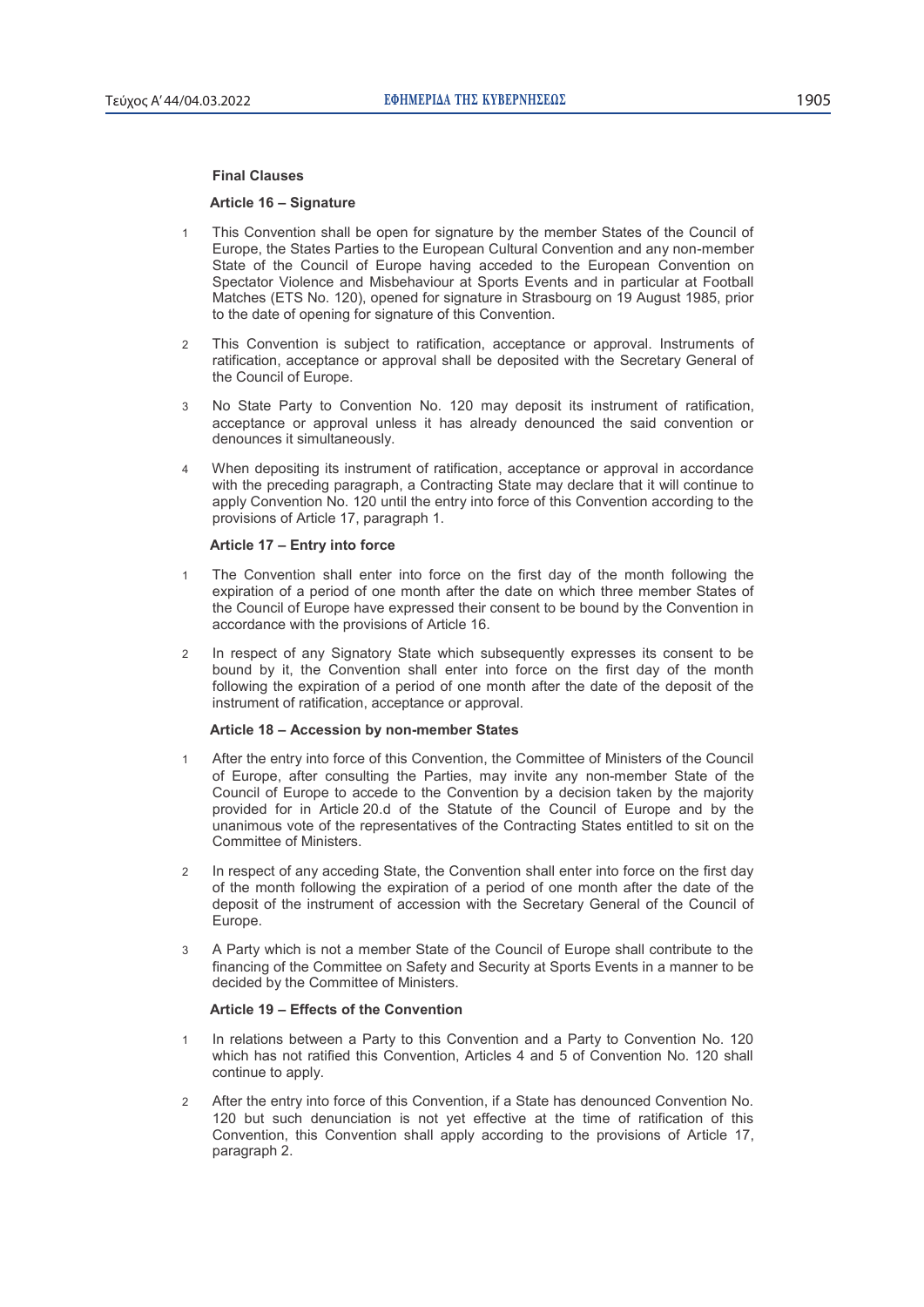**Final Clauses**

**Article 16 – Signature**

1. This Convention shall be open for signature by the member States of the Council of Europe, the States Parties to the European Cultural Convention and any non-member State of the Council of Europe having acceded to the European Convention on Spectator Violence and Misbehaviour at Sports Events and in particular at Football Matches (ETS No. 120), opened for signature in Strasbourg on 19 August 1985, prior to the date of opening for signature of this Convention.

2. This Convention is subject to ratification, acceptance or approval. Instruments of ratification, acceptance or approval shall be deposited with the Secretary General of the Council of Europe.

3. No State Party to Convention No. 120 may deposit its instrument of ratification, acceptance or approval unless it has already denounced the said convention or denounces it simultaneously.

4. When depositing its instrument of ratification, acceptance or approval in accordance with the preceding paragraph, a Contracting State may declare that it will continue to apply Convention No. 120 until the entry into force of this Convention according to the provisions of Article 17, paragraph 1.

**Article 17 – Entry into force**

1. The Convention shall enter into force on the first day of the month following the expiration of a period of one month after the date on which three member States of the Council of Europe have expressed their consent to be bound by the Convention in accordance with the provisions of Article 16.

2. In respect of any Signatory State which subsequently expresses its consent to be bound by it, the Convention shall enter into force on the first day of the month following the expiration of a period of one month after the date of the deposit of the instrument of ratification, acceptance or approval.

**Article 18 – Accession by non-member States**

1. After the entry into force of this Convention, the Committee of Ministers of the Council of Europe, after consulting the Parties, may invite any non-member State of the Council of Europe to accede to the Convention by a decision taken by the majority provided for in Article 20.d of the Statute of the Council of Europe and by the unanimous vote of the representatives of the Contracting States entitled to sit on the Committee of Ministers.

2. In respect of any acceding State, the Convention shall enter into force on the first day of the month following the expiration of a period of one month after the date of the deposit of the instrument of accession with the Secretary General of the Council of Europe.

3. A Party which is not a member State of the Council of Europe shall contribute to the financing of the Committee on Safety and Security at Sports Events in a manner to be decided by the Committee of Ministers.

**Article 19 – Effects of the Convention**

1. In relations between a Party to this Convention and a Party to Convention No. 120 which has not ratified this Convention, Articles 4 and 5 of Convention No. 120 shall continue to apply.

2. After the entry into force of this Convention, if a State has denounced Convention No. 120 but such denunciation is not yet effective at the time of ratification of this Convention, this Convention shall apply according to the provisions of Article 17, paragraph 2.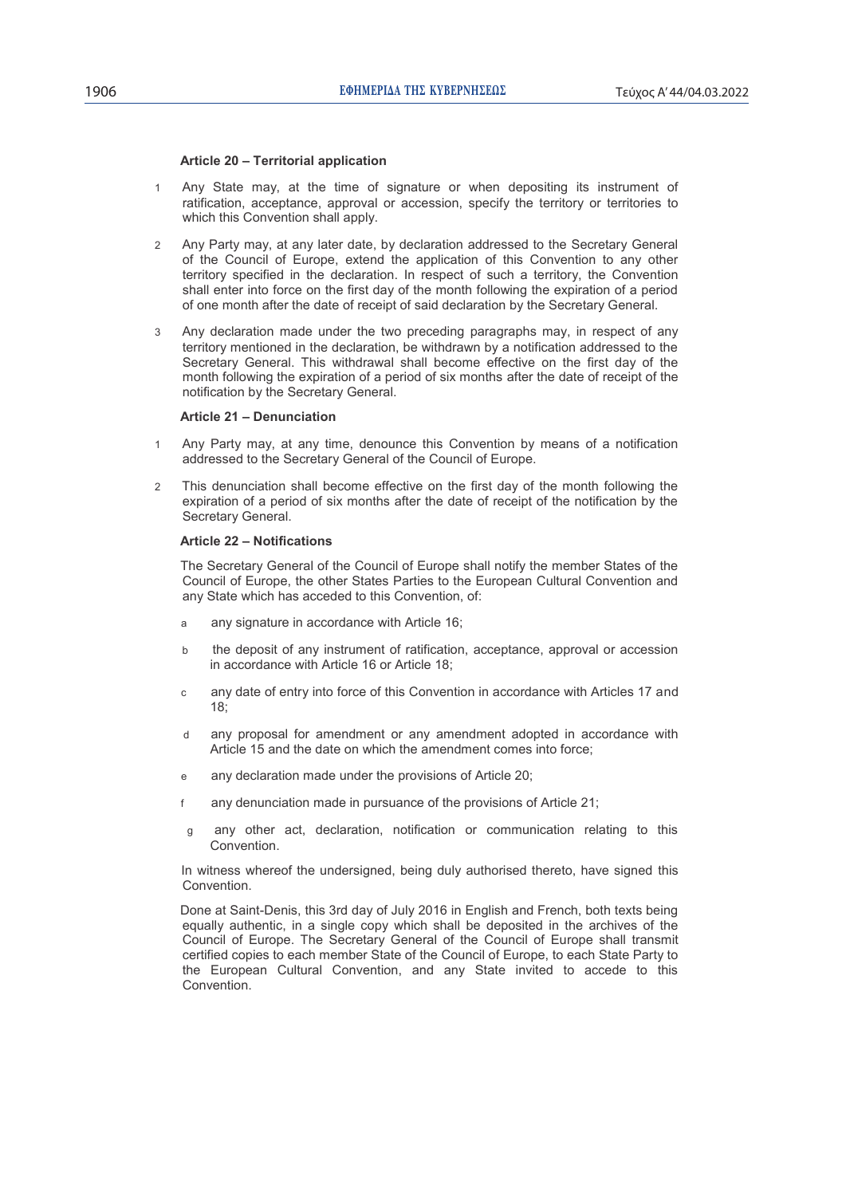**Article 20 – Territorial application**

1. Any State may, at the time of signature or when depositing its instrument of ratification, acceptance, approval or accession, specify the territory or territories to which this Convention shall apply.

2. Any Party may, at any later date, by declaration addressed to the Secretary General of the Council of Europe, extend the application of this Convention to any other territory specified in the declaration. In respect of such a territory, the Convention shall enter into force on the first day of the month following the expiration of a period of one month after the date of receipt of said declaration by the Secretary General.

3. Any declaration made under the two preceding paragraphs may, in respect of any territory mentioned in the declaration, be withdrawn by a notification addressed to the Secretary General. This withdrawal shall become effective on the first day of the month following the expiration of a period of six months after the date of receipt of the notification by the Secretary General.

**Article 21 – Denunciation**

1. Any Party may, at any time, denounce this Convention by means of a notification addressed to the Secretary General of the Council of Europe.

2. This denunciation shall become effective on the first day of the month following the expiration of a period of six months after the date of receipt of the notification by the Secretary General.

**Article 22 – Notifications**

The Secretary General of the Council of Europe shall notify the member States of the Council of Europe, the other States Parties to the European Cultural Convention and any State which has acceded to this Convention, of:

a. any signature in accordance with Article 16;

b. the deposit of any instrument of ratification, acceptance, approval or accession in accordance with Article 16 or Article 18;

c. any date of entry into force of this Convention in accordance with Articles 17 and 18;

d. any proposal for amendment or any amendment adopted in accordance with Article 15 and the date on which the amendment comes into force;

e. any declaration made under the provisions of Article 20;

f. any denunciation made in pursuance of the provisions of Article 21;

g. any other act, declaration, notification or communication relating to this Convention.

In witness whereof the undersigned, being duly authorised thereto, have signed this Convention.

Done at Saint-Denis, this 3rd day of July 2016 in English and French, both texts being equally authentic, in a single copy which shall be deposited in the archives of the Council of Europe. The Secretary General of the Council of Europe shall transmit certified copies to each member State of the Council of Europe, to each State Party to the European Cultural Convention, and any State invited to accede to this Convention.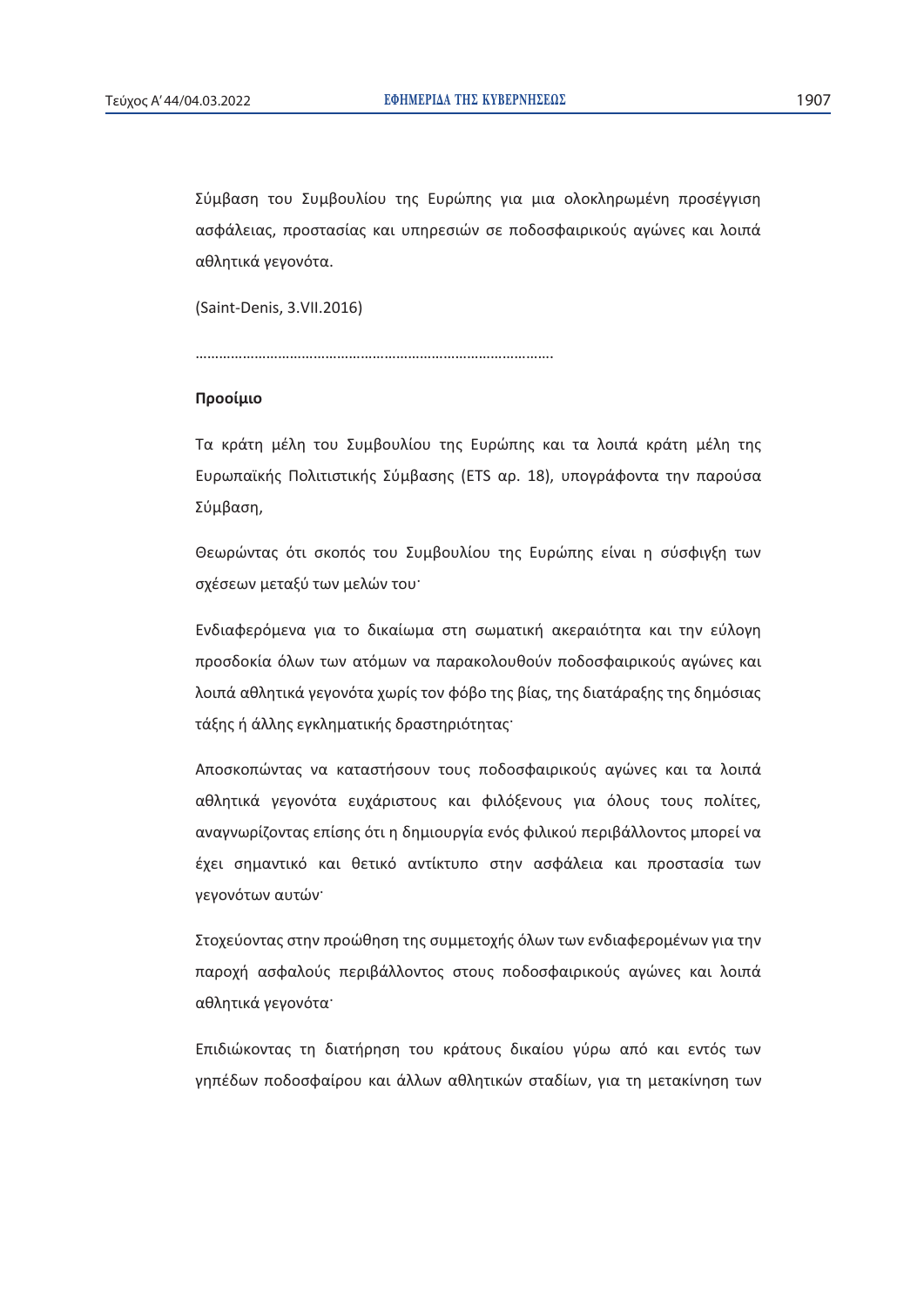Σύμβαση του Συμβουλίου της Ευρώπης για μια ολοκληρωμένη προσέγγιση ασφάλειας, προστασίας και υπηρεσιών σε ποδοσφαιρικούς αγώνες και λοιπά αθλητικά γεγονότα.

(Saint-Denis, 3.VII.2016)

………………………………………………………………………………

**Προοίμιο**

Τα κράτη μέλη του Συμβουλίου της Ευρώπης και τα λοιπά κράτη μέλη της Ευρωπαϊκής Πολιτιστικής Σύμβασης (ETS αρ. 18), υπογράφοντα την παρούσα Σύμβαση,

Θεωρώντας ότι σκοπός του Συμβουλίου της Ευρώπης είναι η σύσφιγξη των σχέσεων μεταξύ των μελών του·

Ενδιαφερόμενα για το δικαίωμα στη σωματική ακεραιότητα και την εύλογη προσδοκία όλων των ατόμων να παρακολουθούν ποδοσφαιρικούς αγώνες και λοιπά αθλητικά γεγονότα χωρίς τον φόβο της βίας, της διατάραξης της δημόσιας τάξης ή άλλης εγκληματικής δραστηριότητας·

Αποσκοπώντας να καταστήσουν τους ποδοσφαιρικούς αγώνες και τα λοιπά αθλητικά γεγονότα ευχάριστους και φιλόξενους για όλους τους πολίτες, αναγνωρίζοντας επίσης ότι η δημιουργία ενός φιλικού περιβάλλοντος μπορεί να έχει σημαντικό και θετικό αντίκτυπο στην ασφάλεια και προστασία των γεγονότων αυτών·

Στοχεύοντας στην προώθηση της συμμετοχής όλων των ενδιαφερομένων για την παροχή ασφαλούς περιβάλλοντος στους ποδοσφαιρικούς αγώνες και λοιπά αθλητικά γεγονότα·

Επιδιώκοντας τη διατήρηση του κράτους δικαίου γύρω από και εντός των γηπέδων ποδοσφαίρου και άλλων αθλητικών σταδίων, για τη μετακίνηση των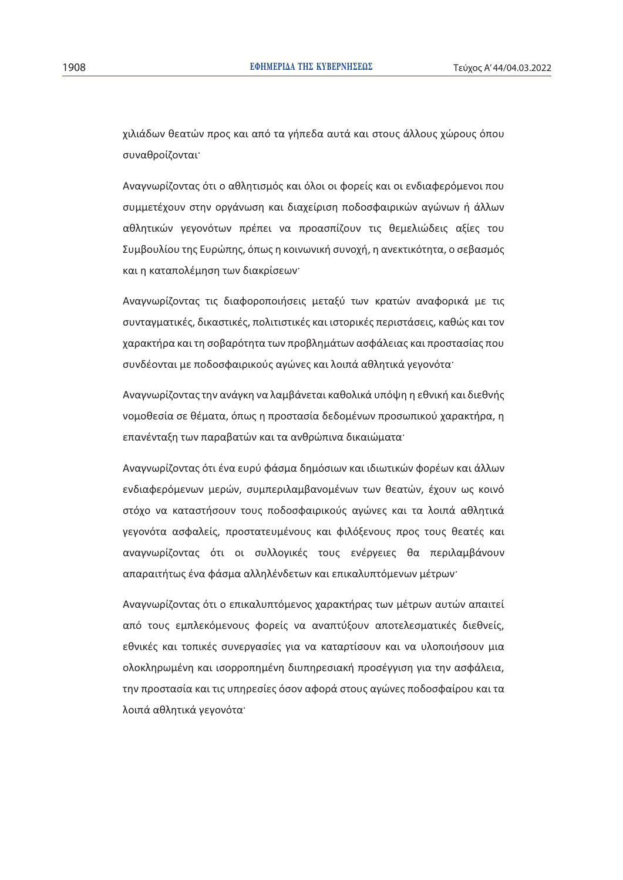χιλιάδων θεατών προς και από τα γήπεδα αυτά και στους άλλους χώρους όπου συναθροίζονται·

Αναγνωρίζοντας ότι ο αθλητισμός και όλοι οι φορείς και οι ενδιαφερόμενοι που συμμετέχουν στην οργάνωση και διαχείριση ποδοσφαιρικών αγώνων ή άλλων αθλητικών γεγονότων πρέπει να προασπίζουν τις θεμελιώδεις αξίες του Συμβουλίου της Ευρώπης, όπως η κοινωνική συνοχή, η ανεκτικότητα, ο σεβασμός και η καταπολέμηση των διακρίσεων·

Αναγνωρίζοντας τις διαφοροποιήσεις μεταξύ των κρατών αναφορικά με τις συνταγματικές, δικαστικές, πολιτιστικές και ιστορικές περιστάσεις, καθώς και τον χαρακτήρα και τη σοβαρότητα των προβλημάτων ασφάλειας και προστασίας που συνδέονται με ποδοσφαιρικούς αγώνες και λοιπά αθλητικά γεγονότα·

Αναγνωρίζοντας την ανάγκη να λαμβάνεται καθολικά υπόψη η εθνική και διεθνής νομοθεσία σε θέματα, όπως η προστασία δεδομένων προσωπικού χαρακτήρα, η επανένταξη των παραβατών και τα ανθρώπινα δικαιώματα·

Αναγνωρίζοντας ότι ένα ευρύ φάσμα δημόσιων και ιδιωτικών φορέων και άλλων ενδιαφερόμενων μερών, συμπεριλαμβανομένων των θεατών, έχουν ως κοινό στόχο να καταστήσουν τους ποδοσφαιρικούς αγώνες και τα λοιπά αθλητικά γεγονότα ασφαλείς, προστατευμένους και φιλόξενους προς τους θεατές και αναγνωρίζοντας ότι οι συλλογικές τους ενέργειες θα περιλαμβάνουν απαραιτήτως ένα φάσμα αλληλένδετων και επικαλυπτόμενων μέτρων·

Αναγνωρίζοντας ότι ο επικαλυπτόμενος χαρακτήρας των μέτρων αυτών απαιτεί από τους εμπλεκόμενους φορείς να αναπτύξουν αποτελεσματικές διεθνείς, εθνικές και τοπικές συνεργασίες για να καταρτίσουν και να υλοποιήσουν μια ολοκληρωμένη και ισορροπημένη διυπηρεσιακή προσέγγιση για την ασφάλεια, την προστασία και τις υπηρεσίες όσον αφορά στους αγώνες ποδοσφαίρου και τα λοιπά αθλητικά γεγονότα·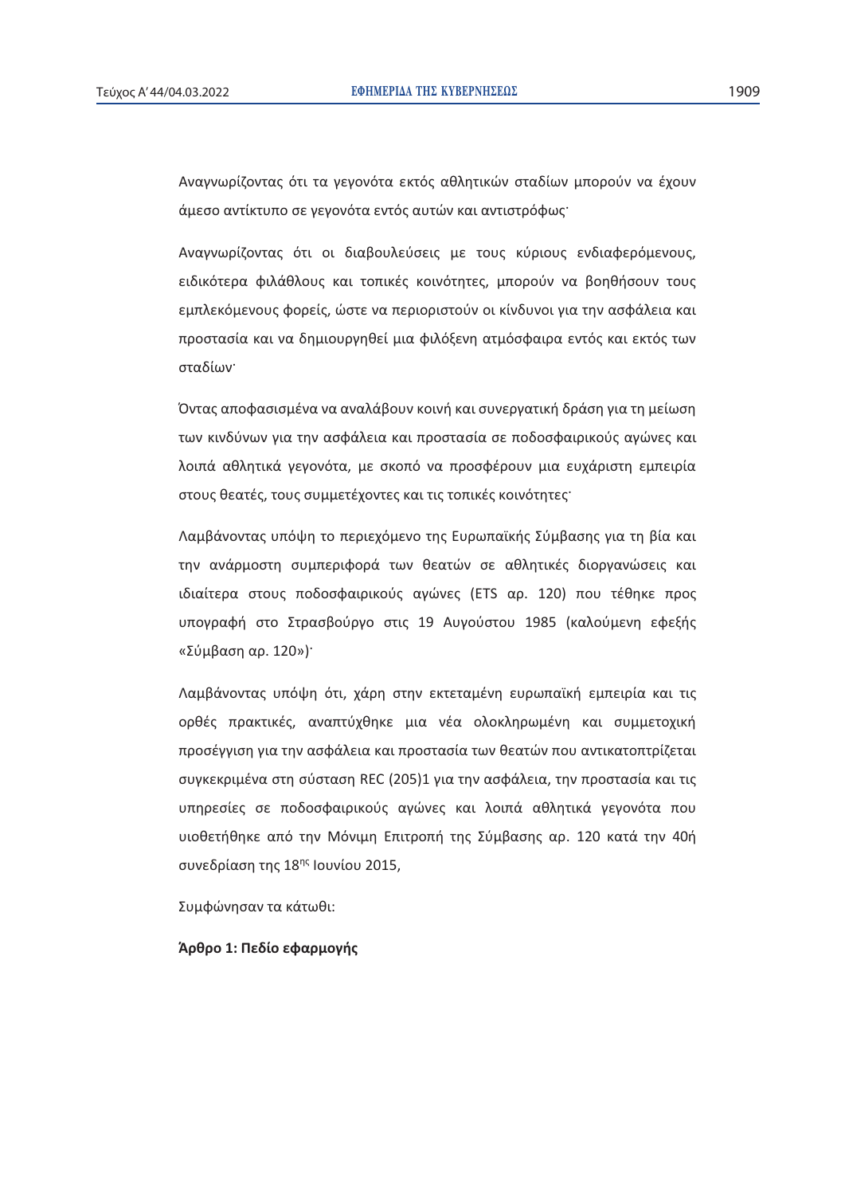Αναγνωρίζοντας ότι τα γεγονότα εκτός αθλητικών σταδίων μπορούν να έχουν άμεσο αντίκτυπο σε γεγονότα εντός αυτών και αντιστρόφως·

Αναγνωρίζοντας ότι οι διαβουλεύσεις με τους κύριους ενδιαφερόμενους, ειδικότερα φιλάθλους και τοπικές κοινότητες, μπορούν να βοηθήσουν τους εμπλεκόμενους φορείς, ώστε να περιοριστούν οι κίνδυνοι για την ασφάλεια και προστασία και να δημιουργηθεί μια φιλόξενη ατμόσφαιρα εντός και εκτός των σταδίων·

Όντας αποφασισμένα να αναλάβουν κοινή και συνεργατική δράση για τη μείωση των κινδύνων για την ασφάλεια και προστασία σε ποδοσφαιρικούς αγώνες και λοιπά αθλητικά γεγονότα, με σκοπό να προσφέρουν μια ευχάριστη εμπειρία στους θεατές, τους συμμετέχοντες και τις τοπικές κοινότητες·

Λαμβάνοντας υπόψη το περιεχόμενο της Ευρωπαϊκής Σύμβασης για τη βία και την ανάρμοστη συμπεριφορά των θεατών σε αθλητικές διοργανώσεις και ιδιαίτερα στους ποδοσφαιρικούς αγώνες (ETS αρ. 120) που τέθηκε προς υπογραφή στο Στρασβούργο στις 19 Αυγούστου 1985 (καλούμενη εφεξής «Σύμβαση αρ. 120»)·

Λαμβάνοντας υπόψη ότι, χάρη στην εκτεταμένη ευρωπαϊκή εμπειρία και τις ορθές πρακτικές, αναπτύχθηκε μια νέα ολοκληρωμένη και συμμετοχική προσέγγιση για την ασφάλεια και προστασία των θεατών που αντικατοπτρίζεται συγκεκριμένα στη σύσταση REC (205)1 για την ασφάλεια, την προστασία και τις υπηρεσίες σε ποδοσφαιρικούς αγώνες και λοιπά αθλητικά γεγονότα που υιοθετήθηκε από την Μόνιμη Επιτροπή της Σύμβασης αρ. 120 κατά την 40ή συνεδρίαση της 18ης Ιουνίου 2015,

Συμφώνησαν τα κάτωθι:

**Άρθρο 1: Πεδίο εφαρμογής**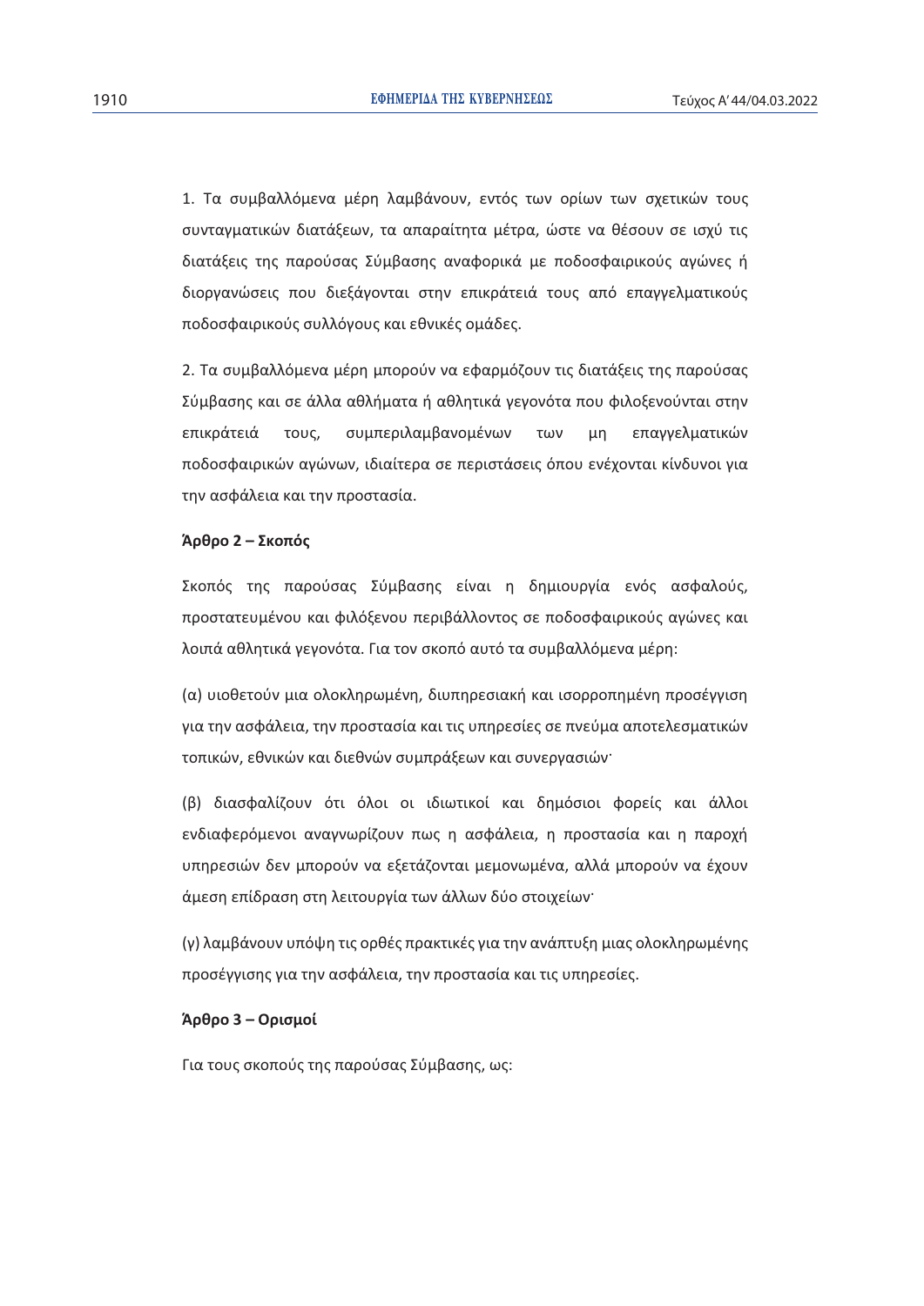1. Τα συμβαλλόμενα μέρη λαμβάνουν, εντός των ορίων των σχετικών τους συνταγματικών διατάξεων, τα απαραίτητα μέτρα, ώστε να θέσουν σε ισχύ τις διατάξεις της παρούσας Σύμβασης αναφορικά με ποδοσφαιρικούς αγώνες ή διοργανώσεις που διεξάγονται στην επικράτειά τους από επαγγελματικούς ποδοσφαιρικούς συλλόγους και εθνικές ομάδες.

2. Τα συμβαλλόμενα μέρη μπορούν να εφαρμόζουν τις διατάξεις της παρούσας Σύμβασης και σε άλλα αθλήματα ή αθλητικά γεγονότα που φιλοξενούνται στην επικράτειά τους, συμπεριλαμβανομένων των μη επαγγελματικών ποδοσφαιρικών αγώνων, ιδιαίτερα σε περιστάσεις όπου ενέχονται κίνδυνοι για την ασφάλεια και την προστασία.

**Άρθρο 2 – Σκοπός**

Σκοπός της παρούσας Σύμβασης είναι η δημιουργία ενός ασφαλούς, προστατευμένου και φιλόξενου περιβάλλοντος σε ποδοσφαιρικούς αγώνες και λοιπά αθλητικά γεγονότα. Για τον σκοπό αυτό τα συμβαλλόμενα μέρη:

(α) υιοθετούν μια ολοκληρωμένη, διυπηρεσιακή και ισορροπημένη προσέγγιση για την ασφάλεια, την προστασία και τις υπηρεσίες σε πνεύμα αποτελεσματικών τοπικών, εθνικών και διεθνών συμπράξεων και συνεργασιών·

(β) διασφαλίζουν ότι όλοι οι ιδιωτικοί και δημόσιοι φορείς και άλλοι ενδιαφερόμενοι αναγνωρίζουν πως η ασφάλεια, η προστασία και η παροχή υπηρεσιών δεν μπορούν να εξετάζονται μεμονωμένα, αλλά μπορούν να έχουν άμεση επίδραση στη λειτουργία των άλλων δύο στοιχείων·

(γ) λαμβάνουν υπόψη τις ορθές πρακτικές για την ανάπτυξη μιας ολοκληρωμένης προσέγγισης για την ασφάλεια, την προστασία και τις υπηρεσίες.

**Άρθρο 3 – Ορισμοί**

Για τους σκοπούς της παρούσας Σύμβασης, ως: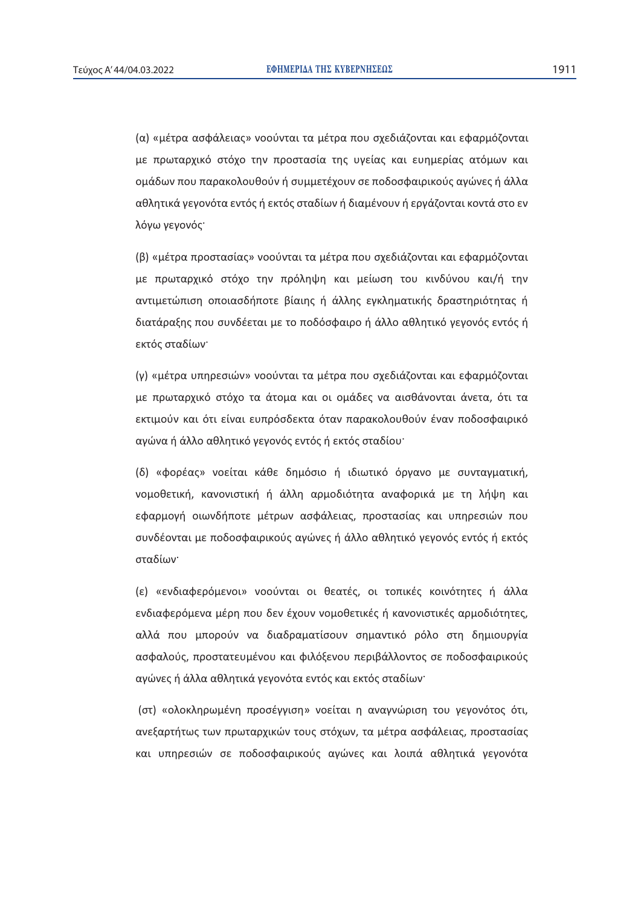(α) «μέτρα ασφάλειας» νοούνται τα μέτρα που σχεδιάζονται και εφαρμόζονται με πρωταρχικό στόχο την προστασία της υγείας και ευημερίας ατόμων και ομάδων που παρακολουθούν ή συμμετέχουν σε ποδοσφαιρικούς αγώνες ή άλλα αθλητικά γεγονότα εντός ή εκτός σταδίων ή διαμένουν ή εργάζονται κοντά στο εν λόγω γεγονός·

(β) «μέτρα προστασίας» νοούνται τα μέτρα που σχεδιάζονται και εφαρμόζονται με πρωταρχικό στόχο την πρόληψη και μείωση του κινδύνου και/ή την αντιμετώπιση οποιασδήποτε βίαιης ή άλλης εγκληματικής δραστηριότητας ή διατάραξης που συνδέεται με το ποδόσφαιρο ή άλλο αθλητικό γεγονός εντός ή εκτός σταδίων·

(γ) «μέτρα υπηρεσιών» νοούνται τα μέτρα που σχεδιάζονται και εφαρμόζονται με πρωταρχικό στόχο τα άτομα και οι ομάδες να αισθάνονται άνετα, ότι τα εκτιμούν και ότι είναι ευπρόσδεκτα όταν παρακολουθούν έναν ποδοσφαιρικό αγώνα ή άλλο αθλητικό γεγονός εντός ή εκτός σταδίου·

(δ) «φορέας» νοείται κάθε δημόσιο ή ιδιωτικό όργανο με συνταγματική, νομοθετική, κανονιστική ή άλλη αρμοδιότητα αναφορικά με τη λήψη και εφαρμογή οιωνδήποτε μέτρων ασφάλειας, προστασίας και υπηρεσιών που συνδέονται με ποδοσφαιρικούς αγώνες ή άλλο αθλητικό γεγονός εντός ή εκτός σταδίων·

(ε) «ενδιαφερόμενοι» νοούνται οι θεατές, οι τοπικές κοινότητες ή άλλα ενδιαφερόμενα μέρη που δεν έχουν νομοθετικές ή κανονιστικές αρμοδιότητες, αλλά που μπορούν να διαδραματίσουν σημαντικό ρόλο στη δημιουργία ασφαλούς, προστατευμένου και φιλόξενου περιβάλλοντος σε ποδοσφαιρικούς αγώνες ή άλλα αθλητικά γεγονότα εντός και εκτός σταδίων·

(στ) «ολοκληρωμένη προσέγγιση» νοείται η αναγνώριση του γεγονότος ότι, ανεξαρτήτως των πρωταρχικών τους στόχων, τα μέτρα ασφάλειας, προστασίας και υπηρεσιών σε ποδοσφαιρικούς αγώνες και λοιπά αθλητικά γεγονότα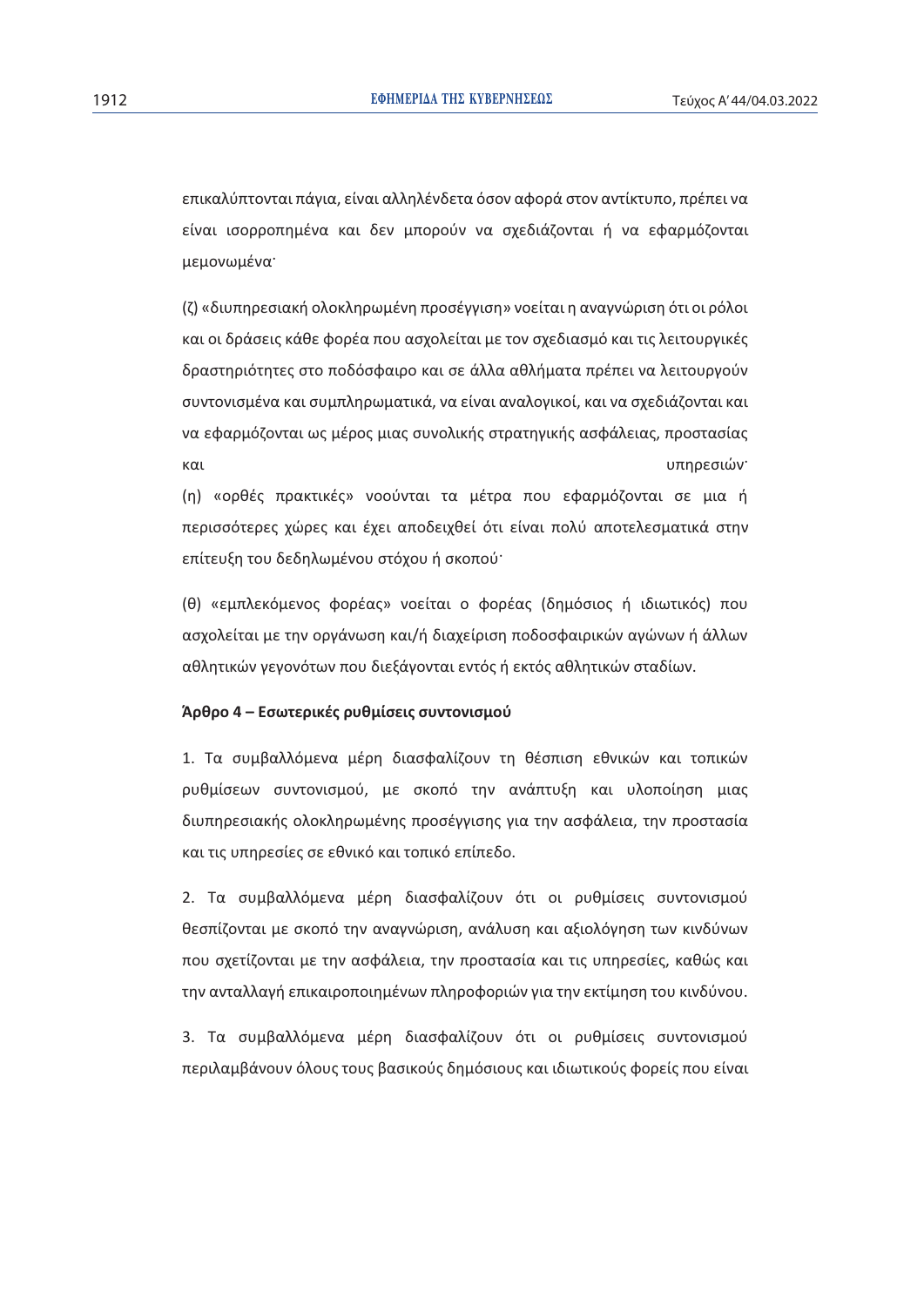επικαλύπτονται πάγια, είναι αλληλένδετα όσον αφορά στον αντίκτυπο, πρέπει να είναι ισορροπημένα και δεν μπορούν να σχεδιάζονται ή να εφαρμόζονται μεμονωμένα·

(ζ) «διυπηρεσιακή ολοκληρωμένη προσέγγιση» νοείται η αναγνώριση ότι οι ρόλοι και οι δράσεις κάθε φορέα που ασχολείται με τον σχεδιασμό και τις λειτουργικές δραστηριότητες στο ποδόσφαιρο και σε άλλα αθλήματα πρέπει να λειτουργούν συντονισμένα και συμπληρωματικά, να είναι αναλογικοί, και να σχεδιάζονται και να εφαρμόζονται ως μέρος μιας συνολικής στρατηγικής ασφάλειας, προστασίας και υπηρεσιών·

(η) «ορθές πρακτικές» νοούνται τα μέτρα που εφαρμόζονται σε μια ή περισσότερες χώρες και έχει αποδειχθεί ότι είναι πολύ αποτελεσματικά στην επίτευξη του δεδηλωμένου στόχου ή σκοπού·

(θ) «εμπλεκόμενος φορέας» νοείται ο φορέας (δημόσιος ή ιδιωτικός) που ασχολείται με την οργάνωση και/ή διαχείριση ποδοσφαιρικών αγώνων ή άλλων αθλητικών γεγονότων που διεξάγονται εντός ή εκτός αθλητικών σταδίων.

**Άρθρο 4 – Εσωτερικές ρυθμίσεις συντονισμού**

1. Τα συμβαλλόμενα μέρη διασφαλίζουν τη θέσπιση εθνικών και τοπικών ρυθμίσεων συντονισμού, με σκοπό την ανάπτυξη και υλοποίηση μιας διυπηρεσιακής ολοκληρωμένης προσέγγισης για την ασφάλεια, την προστασία και τις υπηρεσίες σε εθνικό και τοπικό επίπεδο.

2. Τα συμβαλλόμενα μέρη διασφαλίζουν ότι οι ρυθμίσεις συντονισμού θεσπίζονται με σκοπό την αναγνώριση, ανάλυση και αξιολόγηση των κινδύνων που σχετίζονται με την ασφάλεια, την προστασία και τις υπηρεσίες, καθώς και την ανταλλαγή επικαιροποιημένων πληροφοριών για την εκτίμηση του κινδύνου.

3. Τα συμβαλλόμενα μέρη διασφαλίζουν ότι οι ρυθμίσεις συντονισμού περιλαμβάνουν όλους τους βασικούς δημόσιους και ιδιωτικούς φορείς που είναι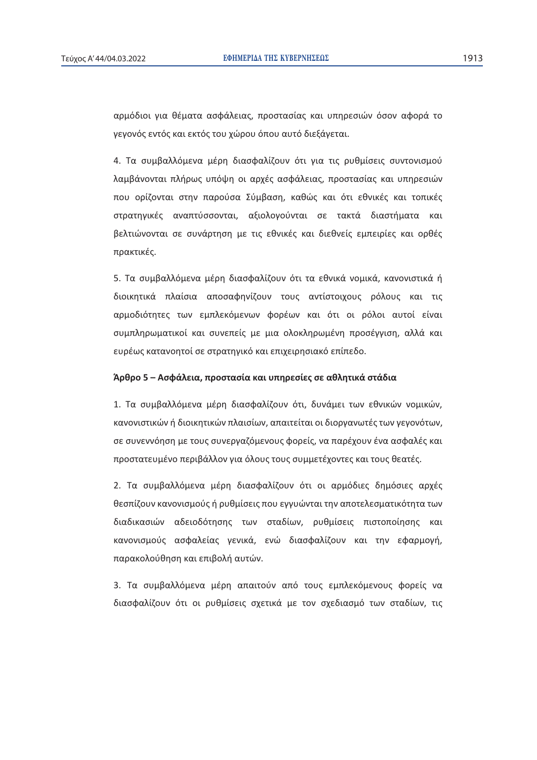αρμόδιοι για θέματα ασφάλειας, προστασίας και υπηρεσιών όσον αφορά το γεγονός εντός και εκτός του χώρου όπου αυτό διεξάγεται.

4. Τα συμβαλλόμενα μέρη διασφαλίζουν ότι για τις ρυθμίσεις συντονισμού λαμβάνονται πλήρως υπόψη οι αρχές ασφάλειας, προστασίας και υπηρεσιών που ορίζονται στην παρούσα Σύμβαση, καθώς και ότι εθνικές και τοπικές στρατηγικές αναπτύσσονται, αξιολογούνται σε τακτά διαστήματα και βελτιώνονται σε συνάρτηση με τις εθνικές και διεθνείς εμπειρίες και ορθές πρακτικές.

5. Τα συμβαλλόμενα μέρη διασφαλίζουν ότι τα εθνικά νομικά, κανονιστικά ή διοικητικά πλαίσια αποσαφηνίζουν τους αντίστοιχους ρόλους και τις αρμοδιότητες των εμπλεκόμενων φορέων και ότι οι ρόλοι αυτοί είναι συμπληρωματικοί και συνεπείς με μια ολοκληρωμένη προσέγγιση, αλλά και ευρέως κατανοητοί σε στρατηγικό και επιχειρησιακό επίπεδο.

**Άρθρο 5 – Ασφάλεια, προστασία και υπηρεσίες σε αθλητικά στάδια**

1. Τα συμβαλλόμενα μέρη διασφαλίζουν ότι, δυνάμει των εθνικών νομικών, κανονιστικών ή διοικητικών πλαισίων, απαιτείται οι διοργανωτές των γεγονότων, σε συνεννόηση με τους συνεργαζόμενους φορείς, να παρέχουν ένα ασφαλές και προστατευμένο περιβάλλον για όλους τους συμμετέχοντες και τους θεατές.

2. Τα συμβαλλόμενα μέρη διασφαλίζουν ότι οι αρμόδιες δημόσιες αρχές θεσπίζουν κανονισμούς ή ρυθμίσεις που εγγυώνται την αποτελεσματικότητα των διαδικασιών αδειοδότησης των σταδίων, ρυθμίσεις πιστοποίησης και κανονισμούς ασφαλείας γενικά, ενώ διασφαλίζουν και την εφαρμογή, παρακολούθηση και επιβολή αυτών.

3. Τα συμβαλλόμενα μέρη απαιτούν από τους εμπλεκόμενους φορείς να διασφαλίζουν ότι οι ρυθμίσεις σχετικά με τον σχεδιασμό των σταδίων, τις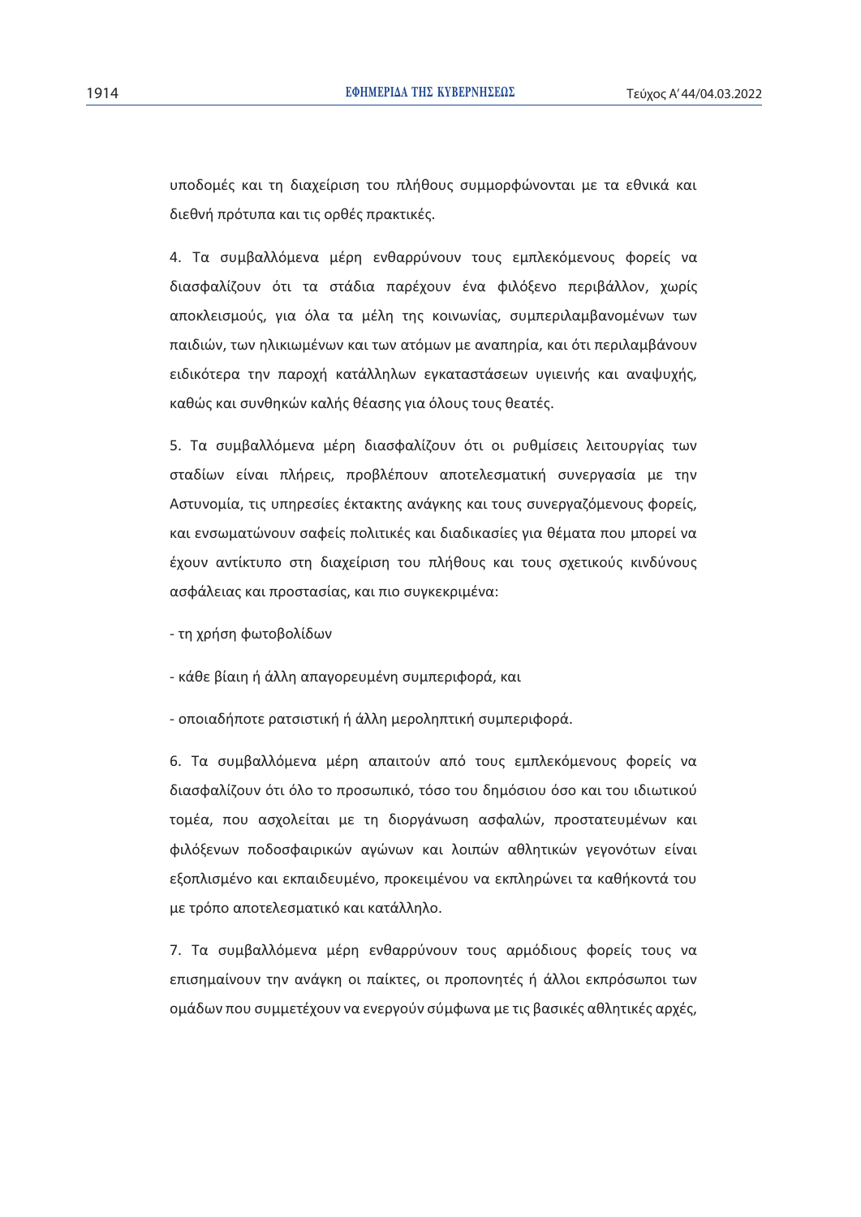υποδομές και τη διαχείριση του πλήθους συμμορφώνονται με τα εθνικά και διεθνή πρότυπα και τις ορθές πρακτικές.

4. Τα συμβαλλόμενα μέρη ενθαρρύνουν τους εμπλεκόμενους φορείς να διασφαλίζουν ότι τα στάδια παρέχουν ένα φιλόξενο περιβάλλον, χωρίς αποκλεισμούς, για όλα τα μέλη της κοινωνίας, συμπεριλαμβανομένων των παιδιών, των ηλικιωμένων και των ατόμων με αναπηρία, και ότι περιλαμβάνουν ειδικότερα την παροχή κατάλληλων εγκαταστάσεων υγιεινής και αναψυχής, καθώς και συνθηκών καλής θέασης για όλους τους θεατές.

5. Τα συμβαλλόμενα μέρη διασφαλίζουν ότι οι ρυθμίσεις λειτουργίας των σταδίων είναι πλήρεις, προβλέπουν αποτελεσματική συνεργασία με την Αστυνομία, τις υπηρεσίες έκτακτης ανάγκης και τους συνεργαζόμενους φορείς, και ενσωματώνουν σαφείς πολιτικές και διαδικασίες για θέματα που μπορεί να έχουν αντίκτυπο στη διαχείριση του πλήθους και τους σχετικούς κινδύνους ασφάλειας και προστασίας, και πιο συγκεκριμένα:

- τη χρήση φωτοβολίδων

- κάθε βίαιη ή άλλη απαγορευμένη συμπεριφορά, και

- οποιαδήποτε ρατσιστική ή άλλη μεροληπτική συμπεριφορά.

6. Τα συμβαλλόμενα μέρη απαιτούν από τους εμπλεκόμενους φορείς να διασφαλίζουν ότι όλο το προσωπικό, τόσο του δημόσιου όσο και του ιδιωτικού τομέα, που ασχολείται με τη διοργάνωση ασφαλών, προστατευμένων και φιλόξενων ποδοσφαιρικών αγώνων και λοιπών αθλητικών γεγονότων είναι εξοπλισμένο και εκπαιδευμένο, προκειμένου να εκπληρώνει τα καθήκοντά του με τρόπο αποτελεσματικό και κατάλληλο.

7. Τα συμβαλλόμενα μέρη ενθαρρύνουν τους αρμόδιους φορείς τους να επισημαίνουν την ανάγκη οι παίκτες, οι προπονητές ή άλλοι εκπρόσωποι των ομάδων που συμμετέχουν να ενεργούν σύμφωνα με τις βασικές αθλητικές αρχές,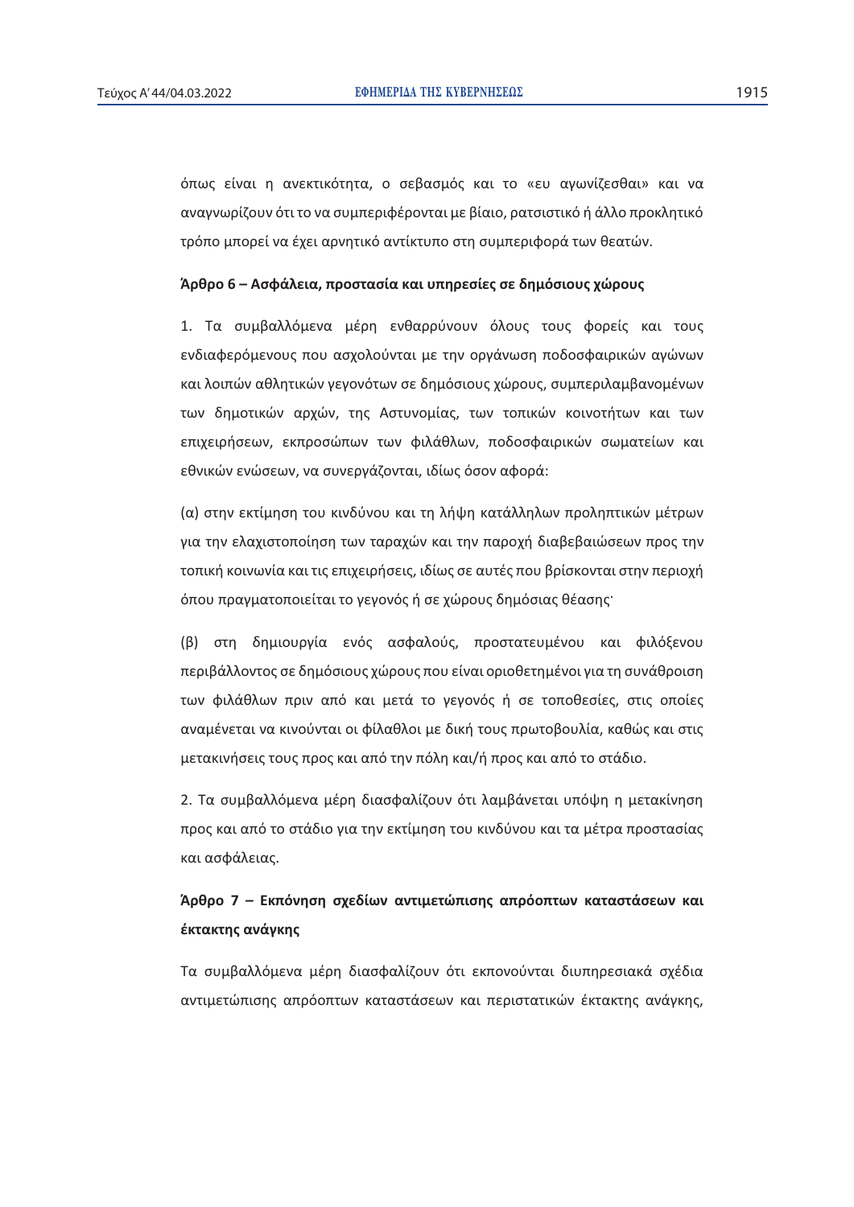όπως είναι η ανεκτικότητα, ο σεβασμός και το «ευ αγωνίζεσθαι» και να αναγνωρίζουν ότι το να συμπεριφέρονται με βίαιο, ρατσιστικό ή άλλο προκλητικό τρόπο μπορεί να έχει αρνητικό αντίκτυπο στη συμπεριφορά των θεατών.

**Άρθρο 6 – Ασφάλεια, προστασία και υπηρεσίες σε δημόσιους χώρους**

1. Τα συμβαλλόμενα μέρη ενθαρρύνουν όλους τους φορείς και τους ενδιαφερόμενους που ασχολούνται με την οργάνωση ποδοσφαιρικών αγώνων και λοιπών αθλητικών γεγονότων σε δημόσιους χώρους, συμπεριλαμβανομένων των δημοτικών αρχών, της Αστυνομίας, των τοπικών κοινοτήτων και των επιχειρήσεων, εκπροσώπων των φιλάθλων, ποδοσφαιρικών σωματείων και εθνικών ενώσεων, να συνεργάζονται, ιδίως όσον αφορά:

(α) στην εκτίμηση του κινδύνου και τη λήψη κατάλληλων προληπτικών μέτρων για την ελαχιστοποίηση των ταραχών και την παροχή διαβεβαιώσεων προς την τοπική κοινωνία και τις επιχειρήσεις, ιδίως σε αυτές που βρίσκονται στην περιοχή όπου πραγματοποιείται το γεγονός ή σε χώρους δημόσιας θέασης·

(β) στη δημιουργία ενός ασφαλούς, προστατευμένου και φιλόξενου περιβάλλοντος σε δημόσιους χώρους που είναι οριοθετημένοι για τη συνάθροιση των φιλάθλων πριν από και μετά το γεγονός ή σε τοποθεσίες, στις οποίες αναμένεται να κινούνται οι φίλαθλοι με δική τους πρωτοβουλία, καθώς και στις μετακινήσεις τους προς και από την πόλη και/ή προς και από το στάδιο.

2. Τα συμβαλλόμενα μέρη διασφαλίζουν ότι λαμβάνεται υπόψη η μετακίνηση προς και από το στάδιο για την εκτίμηση του κινδύνου και τα μέτρα προστασίας και ασφάλειας.

**Άρθρο 7 – Εκπόνηση σχεδίων αντιμετώπισης απρόοπτων καταστάσεων και έκτακτης ανάγκης**

Τα συμβαλλόμενα μέρη διασφαλίζουν ότι εκπονούνται διυπηρεσιακά σχέδια αντιμετώπισης απρόοπτων καταστάσεων και περιστατικών έκτακτης ανάγκης,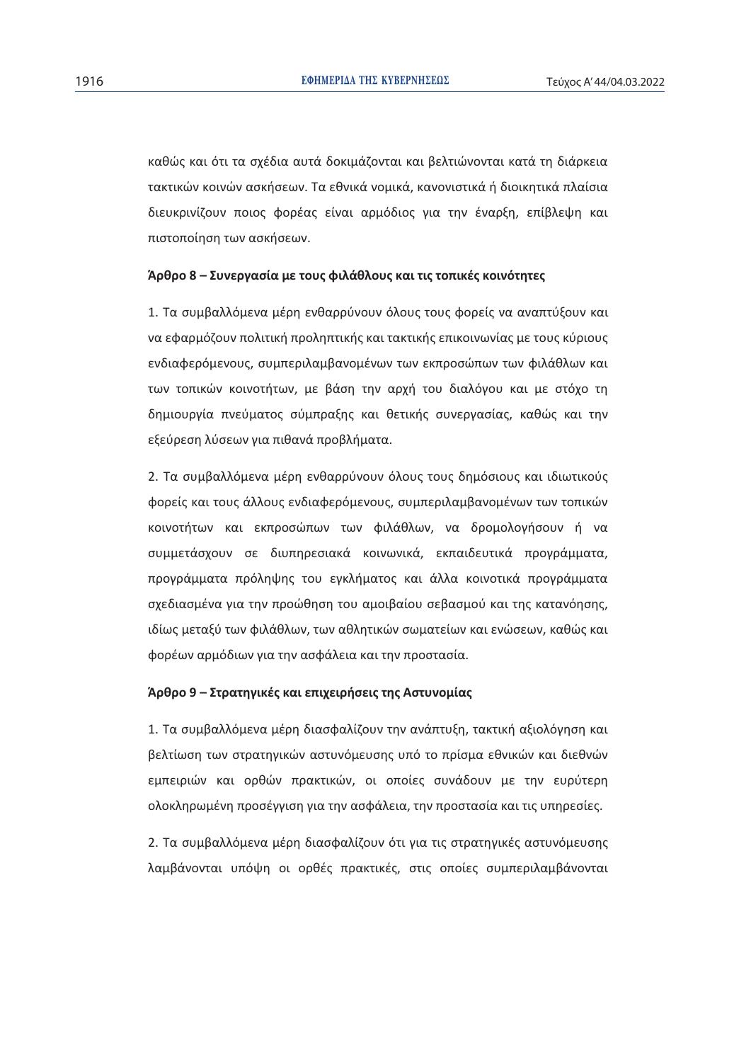καθώς και ότι τα σχέδια αυτά δοκιμάζονται και βελτιώνονται κατά τη διάρκεια τακτικών κοινών ασκήσεων. Τα εθνικά νομικά, κανονιστικά ή διοικητικά πλαίσια διευκρινίζουν ποιος φορέας είναι αρμόδιος για την έναρξη, επίβλεψη και πιστοποίηση των ασκήσεων.

**Άρθρο 8 – Συνεργασία με τους φιλάθλους και τις τοπικές κοινότητες**

1. Τα συμβαλλόμενα μέρη ενθαρρύνουν όλους τους φορείς να αναπτύξουν και να εφαρμόζουν πολιτική προληπτικής και τακτικής επικοινωνίας με τους κύριους ενδιαφερόμενους, συμπεριλαμβανομένων των εκπροσώπων των φιλάθλων και των τοπικών κοινοτήτων, με βάση την αρχή του διαλόγου και με στόχο τη δημιουργία πνεύματος σύμπραξης και θετικής συνεργασίας, καθώς και την εξεύρεση λύσεων για πιθανά προβλήματα.

2. Τα συμβαλλόμενα μέρη ενθαρρύνουν όλους τους δημόσιους και ιδιωτικούς φορείς και τους άλλους ενδιαφερόμενους, συμπεριλαμβανομένων των τοπικών κοινοτήτων και εκπροσώπων των φιλάθλων, να δρομολογήσουν ή να συμμετάσχουν σε διυπηρεσιακά κοινωνικά, εκπαιδευτικά προγράμματα, προγράμματα πρόληψης του εγκλήματος και άλλα κοινοτικά προγράμματα σχεδιασμένα για την προώθηση του αμοιβαίου σεβασμού και της κατανόησης, ιδίως μεταξύ των φιλάθλων, των αθλητικών σωματείων και ενώσεων, καθώς και φορέων αρμόδιων για την ασφάλεια και την προστασία.

**Άρθρο 9 – Στρατηγικές και επιχειρήσεις της Αστυνομίας**

1. Τα συμβαλλόμενα μέρη διασφαλίζουν την ανάπτυξη, τακτική αξιολόγηση και βελτίωση των στρατηγικών αστυνόμευσης υπό το πρίσμα εθνικών και διεθνών εμπειριών και ορθών πρακτικών, οι οποίες συνάδουν με την ευρύτερη ολοκληρωμένη προσέγγιση για την ασφάλεια, την προστασία και τις υπηρεσίες.

2. Τα συμβαλλόμενα μέρη διασφαλίζουν ότι για τις στρατηγικές αστυνόμευσης λαμβάνονται υπόψη οι ορθές πρακτικές, στις οποίες συμπεριλαμβάνονται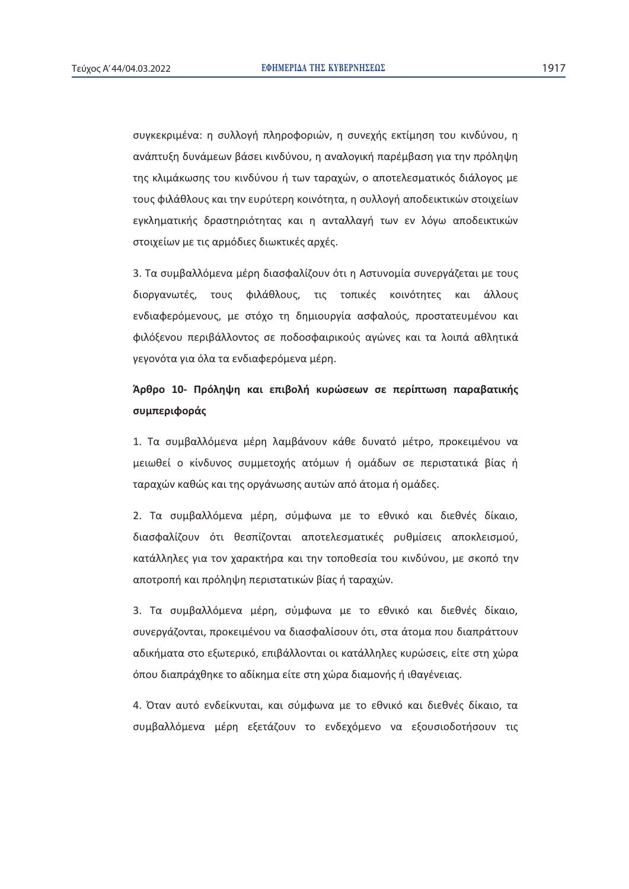συγκεκριμένα: η συλλογή πληροφοριών, η συνεχής εκτίμηση του κινδύνου, η ανάπτυξη δυνάμεων βάσει κινδύνου, η αναλογική παρέμβαση για την πρόληψη της κλιμάκωσης του κινδύνου ή των ταραχών, ο αποτελεσματικός διάλογος με τους φιλάθλους και την ευρύτερη κοινότητα, η συλλογή αποδεικτικών στοιχείων εγκληματικής δραστηριότητας και η ανταλλαγή των εν λόγω αποδεικτικών στοιχείων με τις αρμόδιες διωκτικές αρχές.

3. Τα συμβαλλόμενα μέρη διασφαλίζουν ότι η Αστυνομία συνεργάζεται με τους διοργανωτές, τους φιλάθλους, τις τοπικές κοινότητες και άλλους ενδιαφερόμενους, με στόχο τη δημιουργία ασφαλούς, προστατευμένου και φιλόξενου περιβάλλοντος σε ποδοσφαιρικούς αγώνες και τα λοιπά αθλητικά γεγονότα για όλα τα ενδιαφερόμενα μέρη.

**Άρθρο 10- Πρόληψη και επιβολή κυρώσεων σε περίπτωση παραβατικής συμπεριφοράς**

1. Τα συμβαλλόμενα μέρη λαμβάνουν κάθε δυνατό μέτρο, προκειμένου να μειωθεί ο κίνδυνος συμμετοχής ατόμων ή ομάδων σε περιστατικά βίας ή ταραχών καθώς και της οργάνωσης αυτών από άτομα ή ομάδες.

2. Τα συμβαλλόμενα μέρη, σύμφωνα με το εθνικό και διεθνές δίκαιο, διασφαλίζουν ότι θεσπίζονται αποτελεσματικές ρυθμίσεις αποκλεισμού, κατάλληλες για τον χαρακτήρα και την τοποθεσία του κινδύνου, με σκοπό την αποτροπή και πρόληψη περιστατικών βίας ή ταραχών.

3. Τα συμβαλλόμενα μέρη, σύμφωνα με το εθνικό και διεθνές δίκαιο, συνεργάζονται, προκειμένου να διασφαλίσουν ότι, στα άτομα που διαπράττουν αδικήματα στο εξωτερικό, επιβάλλονται οι κατάλληλες κυρώσεις, είτε στη χώρα όπου διαπράχθηκε το αδίκημα είτε στη χώρα διαμονής ή ιθαγένειας.

4. Όταν αυτό ενδείκνυται, και σύμφωνα με το εθνικό και διεθνές δίκαιο, τα συμβαλλόμενα μέρη εξετάζουν το ενδεχόμενο να εξουσιοδοτήσουν τις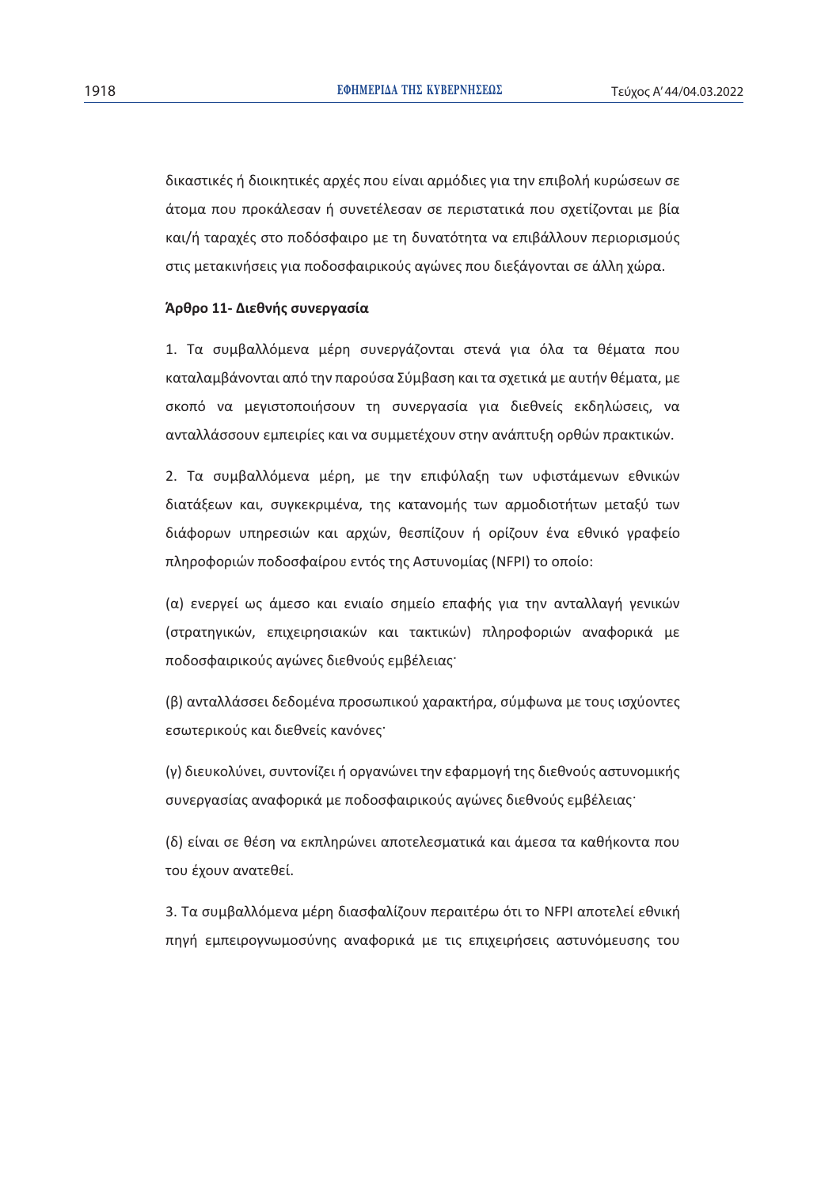δικαστικές ή διοικητικές αρχές που είναι αρμόδιες για την επιβολή κυρώσεων σε άτομα που προκάλεσαν ή συνετέλεσαν σε περιστατικά που σχετίζονται με βία και/ή ταραχές στο ποδόσφαιρο με τη δυνατότητα να επιβάλλουν περιορισμούς στις μετακινήσεις για ποδοσφαιρικούς αγώνες που διεξάγονται σε άλλη χώρα.

**Άρθρο 11- Διεθνής συνεργασία**

1. Τα συμβαλλόμενα μέρη συνεργάζονται στενά για όλα τα θέματα που καταλαμβάνονται από την παρούσα Σύμβαση και τα σχετικά με αυτήν θέματα, με σκοπό να μεγιστοποιήσουν τη συνεργασία για διεθνείς εκδηλώσεις, να ανταλλάσσουν εμπειρίες και να συμμετέχουν στην ανάπτυξη ορθών πρακτικών.

2. Τα συμβαλλόμενα μέρη, με την επιφύλαξη των υφιστάμενων εθνικών διατάξεων και, συγκεκριμένα, της κατανομής των αρμοδιοτήτων μεταξύ των διάφορων υπηρεσιών και αρχών, θεσπίζουν ή ορίζουν ένα εθνικό γραφείο πληροφοριών ποδοσφαίρου εντός της Αστυνομίας (NFPI) το οποίο:

(α) ενεργεί ως άμεσο και ενιαίο σημείο επαφής για την ανταλλαγή γενικών (στρατηγικών, επιχειρησιακών και τακτικών) πληροφοριών αναφορικά με ποδοσφαιρικούς αγώνες διεθνούς εμβέλειας˙

(β) ανταλλάσσει δεδομένα προσωπικού χαρακτήρα, σύμφωνα με τους ισχύοντες εσωτερικούς και διεθνείς κανόνες˙

(γ) διευκολύνει, συντονίζει ή οργανώνει την εφαρμογή της διεθνούς αστυνομικής συνεργασίας αναφορικά με ποδοσφαιρικούς αγώνες διεθνούς εμβέλειας˙

(δ) είναι σε θέση να εκπληρώνει αποτελεσματικά και άμεσα τα καθήκοντα που του έχουν ανατεθεί.

3. Τα συμβαλλόμενα μέρη διασφαλίζουν περαιτέρω ότι το NFPI αποτελεί εθνική πηγή εμπειρογνωμοσύνης αναφορικά με τις επιχειρήσεις αστυνόμευσης του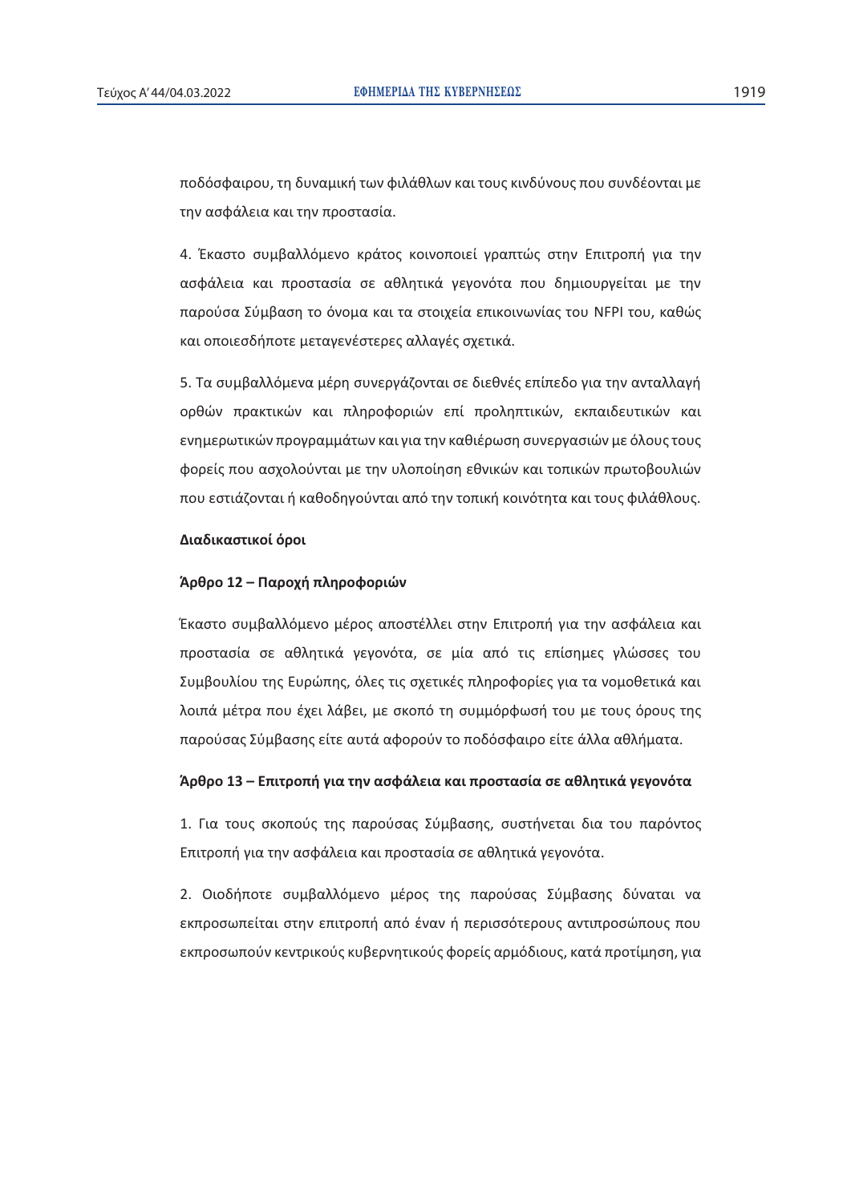ποδόσφαιρου, τη δυναμική των φιλάθλων και τους κινδύνους που συνδέονται με την ασφάλεια και την προστασία.

4. Έκαστο συμβαλλόμενο κράτος κοινοποιεί γραπτώς στην Επιτροπή για την ασφάλεια και προστασία σε αθλητικά γεγονότα που δημιουργείται με την παρούσα Σύμβαση το όνομα και τα στοιχεία επικοινωνίας του NFPI του, καθώς και οποιεσδήποτε μεταγενέστερες αλλαγές σχετικά.

5. Τα συμβαλλόμενα μέρη συνεργάζονται σε διεθνές επίπεδο για την ανταλλαγή ορθών πρακτικών και πληροφοριών επί προληπτικών, εκπαιδευτικών και ενημερωτικών προγραμμάτων και για την καθιέρωση συνεργασιών με όλους τους φορείς που ασχολούνται με την υλοποίηση εθνικών και τοπικών πρωτοβουλιών που εστιάζονται ή καθοδηγούνται από την τοπική κοινότητα και τους φιλάθλους.

**Διαδικαστικοί όροι**

**Άρθρο 12 – Παροχή πληροφοριών**

Έκαστο συμβαλλόμενο μέρος αποστέλλει στην Επιτροπή για την ασφάλεια και προστασία σε αθλητικά γεγονότα, σε μία από τις επίσημες γλώσσες του Συμβουλίου της Ευρώπης, όλες τις σχετικές πληροφορίες για τα νομοθετικά και λοιπά μέτρα που έχει λάβει, με σκοπό τη συμμόρφωσή του με τους όρους της παρούσας Σύμβασης είτε αυτά αφορούν το ποδόσφαιρο είτε άλλα αθλήματα.

**Άρθρο 13 – Επιτροπή για την ασφάλεια και προστασία σε αθλητικά γεγονότα**

1. Για τους σκοπούς της παρούσας Σύμβασης, συστήνεται δια του παρόντος Επιτροπή για την ασφάλεια και προστασία σε αθλητικά γεγονότα.

2. Οιοδήποτε συμβαλλόμενο μέρος της παρούσας Σύμβασης δύναται να εκπροσωπείται στην επιτροπή από έναν ή περισσότερους αντιπροσώπους που εκπροσωπούν κεντρικούς κυβερνητικούς φορείς αρμόδιους, κατά προτίμηση, για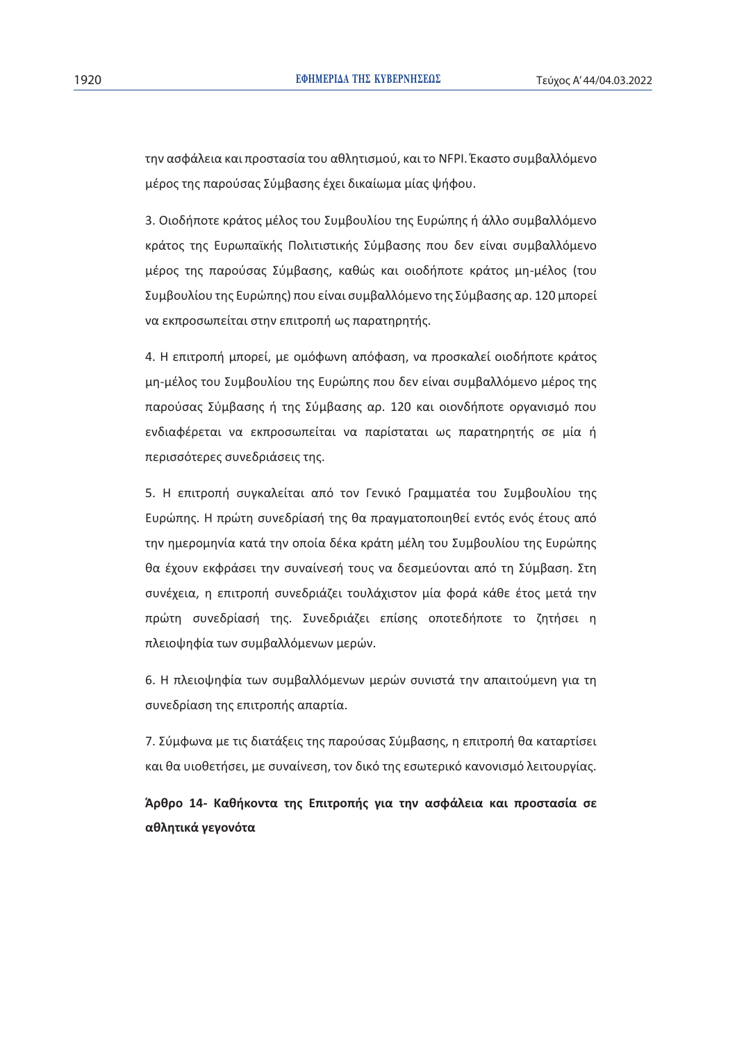την ασφάλεια και προστασία του αθλητισμού, και το NFPI. Έκαστο συμβαλλόμενο μέρος της παρούσας Σύμβασης έχει δικαίωμα μίας ψήφου.

3. Οιοδήποτε κράτος μέλος του Συμβουλίου της Ευρώπης ή άλλο συμβαλλόμενο κράτος της Ευρωπαϊκής Πολιτιστικής Σύμβασης που δεν είναι συμβαλλόμενο μέρος της παρούσας Σύμβασης, καθώς και οιοδήποτε κράτος μη-μέλος (του Συμβουλίου της Ευρώπης) που είναι συμβαλλόμενο της Σύμβασης αρ. 120 μπορεί να εκπροσωπείται στην επιτροπή ως παρατηρητής.

4. Η επιτροπή μπορεί, με ομόφωνη απόφαση, να προσκαλεί οιοδήποτε κράτος μη-μέλος του Συμβουλίου της Ευρώπης που δεν είναι συμβαλλόμενο μέρος της παρούσας Σύμβασης ή της Σύμβασης αρ. 120 και οιονδήποτε οργανισμό που ενδιαφέρεται να εκπροσωπείται να παρίσταται ως παρατηρητής σε μία ή περισσότερες συνεδριάσεις της.

5. Η επιτροπή συγκαλείται από τον Γενικό Γραμματέα του Συμβουλίου της Ευρώπης. Η πρώτη συνεδρίασή της θα πραγματοποιηθεί εντός ενός έτους από την ημερομηνία κατά την οποία δέκα κράτη μέλη του Συμβουλίου της Ευρώπης θα έχουν εκφράσει την συναίνεσή τους να δεσμεύονται από τη Σύμβαση. Στη συνέχεια, η επιτροπή συνεδριάζει τουλάχιστον μία φορά κάθε έτος μετά την πρώτη συνεδρίασή της. Συνεδριάζει επίσης οποτεδήποτε το ζητήσει η πλειοψηφία των συμβαλλόμενων μερών.

6. Η πλειοψηφία των συμβαλλόμενων μερών συνιστά την απαιτούμενη για τη συνεδρίαση της επιτροπής απαρτία.

7. Σύμφωνα με τις διατάξεις της παρούσας Σύμβασης, η επιτροπή θα καταρτίσει και θα υιοθετήσει, με συναίνεση, τον δικό της εσωτερικό κανονισμό λειτουργίας.

**Άρθρο 14- Καθήκοντα της Επιτροπής για την ασφάλεια και προστασία σε αθλητικά γεγονότα**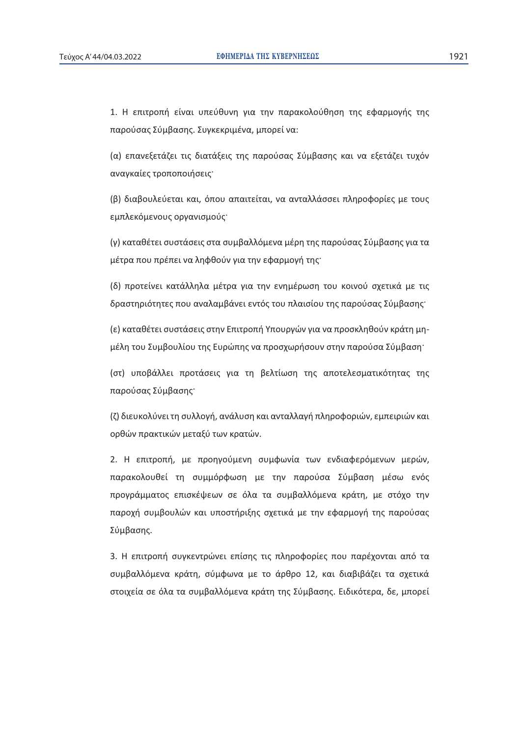1. Η επιτροπή είναι υπεύθυνη για την παρακολούθηση της εφαρμογής της παρούσας Σύμβασης. Συγκεκριμένα, μπορεί να:

(α) επανεξετάζει τις διατάξεις της παρούσας Σύμβασης και να εξετάζει τυχόν αναγκαίες τροποποιήσεις˙

(β) διαβουλεύεται και, όπου απαιτείται, να ανταλλάσσει πληροφορίες με τους εμπλεκόμενους οργανισμούς˙

(γ) καταθέτει συστάσεις στα συμβαλλόμενα μέρη της παρούσας Σύμβασης για τα μέτρα που πρέπει να ληφθούν για την εφαρμογή της˙

(δ) προτείνει κατάλληλα μέτρα για την ενημέρωση του κοινού σχετικά με τις δραστηριότητες που αναλαμβάνει εντός του πλαισίου της παρούσας Σύμβασης˙

(ε) καταθέτει συστάσεις στην Επιτροπή Υπουργών για να προσκληθούν κράτη μη-μέλη του Συμβουλίου της Ευρώπης να προσχωρήσουν στην παρούσα Σύμβαση˙

(στ) υποβάλλει προτάσεις για τη βελτίωση της αποτελεσματικότητας της παρούσας Σύμβασης˙

(ζ) διευκολύνει τη συλλογή, ανάλυση και ανταλλαγή πληροφοριών, εμπειριών και ορθών πρακτικών μεταξύ των κρατών.

2. Η επιτροπή, με προηγούμενη συμφωνία των ενδιαφερόμενων μερών, παρακολουθεί τη συμμόρφωση με την παρούσα Σύμβαση μέσω ενός προγράμματος επισκέψεων σε όλα τα συμβαλλόμενα κράτη, με στόχο την παροχή συμβουλών και υποστήριξης σχετικά με την εφαρμογή της παρούσας Σύμβασης.

3. Η επιτροπή συγκεντρώνει επίσης τις πληροφορίες που παρέχονται από τα συμβαλλόμενα κράτη, σύμφωνα με το άρθρο 12, και διαβιβάζει τα σχετικά στοιχεία σε όλα τα συμβαλλόμενα κράτη της Σύμβασης. Ειδικότερα, δε, μπορεί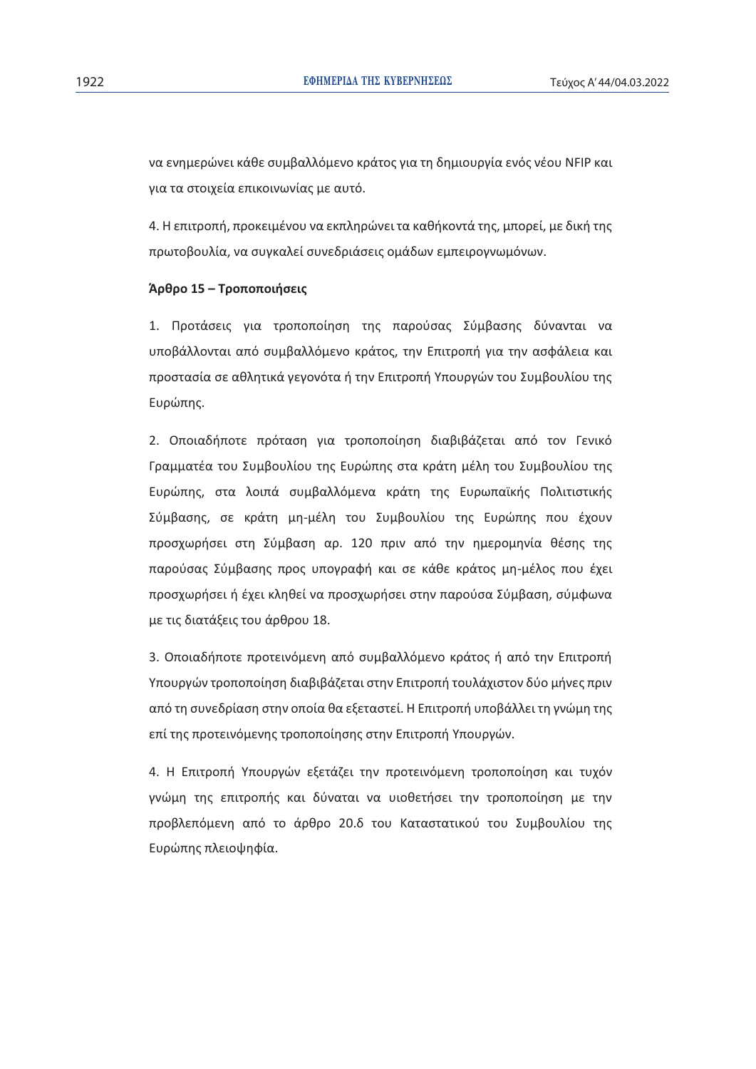να ενημερώνει κάθε συμβαλλόμενο κράτος για τη δημιουργία ενός νέου NFIP και για τα στοιχεία επικοινωνίας με αυτό.

4. Η επιτροπή, προκειμένου να εκπληρώνει τα καθήκοντά της, μπορεί, με δική της πρωτοβουλία, να συγκαλεί συνεδριάσεις ομάδων εμπειρογνωμόνων.

**Άρθρο 15 – Τροποποιήσεις**

1. Προτάσεις για τροποποίηση της παρούσας Σύμβασης δύνανται να υποβάλλονται από συμβαλλόμενο κράτος, την Επιτροπή για την ασφάλεια και προστασία σε αθλητικά γεγονότα ή την Επιτροπή Υπουργών του Συμβουλίου της Ευρώπης.

2. Οποιαδήποτε πρόταση για τροποποίηση διαβιβάζεται από τον Γενικό Γραμματέα του Συμβουλίου της Ευρώπης στα κράτη μέλη του Συμβουλίου της Ευρώπης, στα λοιπά συμβαλλόμενα κράτη της Ευρωπαϊκής Πολιτιστικής Σύμβασης, σε κράτη μη-μέλη του Συμβουλίου της Ευρώπης που έχουν προσχωρήσει στη Σύμβαση αρ. 120 πριν από την ημερομηνία θέσης της παρούσας Σύμβασης προς υπογραφή και σε κάθε κράτος μη-μέλος που έχει προσχωρήσει ή έχει κληθεί να προσχωρήσει στην παρούσα Σύμβαση, σύμφωνα με τις διατάξεις του άρθρου 18.

3. Οποιαδήποτε προτεινόμενη από συμβαλλόμενο κράτος ή από την Επιτροπή Υπουργών τροποποίηση διαβιβάζεται στην Επιτροπή τουλάχιστον δύο μήνες πριν από τη συνεδρίαση στην οποία θα εξεταστεί. Η Επιτροπή υποβάλλει τη γνώμη της επί της προτεινόμενης τροποποίησης στην Επιτροπή Υπουργών.

4. Η Επιτροπή Υπουργών εξετάζει την προτεινόμενη τροποποίηση και τυχόν γνώμη της επιτροπής και δύναται να υιοθετήσει την τροποποίηση με την προβλεπόμενη από το άρθρο 20.δ του Καταστατικού του Συμβουλίου της Ευρώπης πλειοψηφία.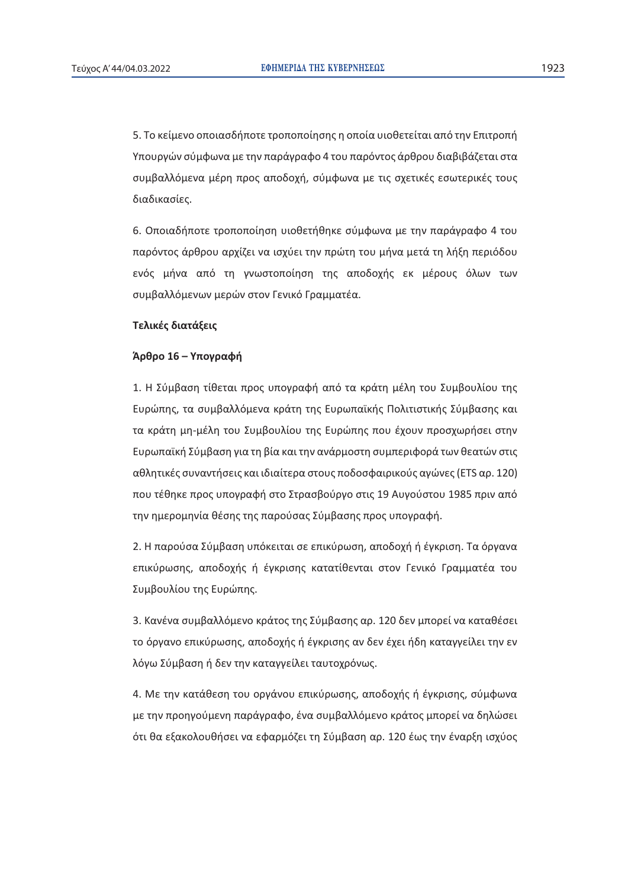5. Το κείμενο οποιασδήποτε τροποποίησης η οποία υιοθετείται από την Επιτροπή Υπουργών σύμφωνα με την παράγραφο 4 του παρόντος άρθρου διαβιβάζεται στα συμβαλλόμενα μέρη προς αποδοχή, σύμφωνα με τις σχετικές εσωτερικές τους διαδικασίες.

6. Οποιαδήποτε τροποποίηση υιοθετήθηκε σύμφωνα με την παράγραφο 4 του παρόντος άρθρου αρχίζει να ισχύει την πρώτη του μήνα μετά τη λήξη περιόδου ενός μήνα από τη γνωστοποίηση της αποδοχής εκ μέρους όλων των συμβαλλόμενων μερών στον Γενικό Γραμματέα.

**Τελικές διατάξεις**

**Άρθρο 16 – Υπογραφή**

1. Η Σύμβαση τίθεται προς υπογραφή από τα κράτη μέλη του Συμβουλίου της Ευρώπης, τα συμβαλλόμενα κράτη της Ευρωπαϊκής Πολιτιστικής Σύμβασης και τα κράτη μη-μέλη του Συμβουλίου της Ευρώπης που έχουν προσχωρήσει στην Ευρωπαϊκή Σύμβαση για τη βία και την ανάρμοστη συμπεριφορά των θεατών στις αθλητικές συναντήσεις και ιδιαίτερα στους ποδοσφαιρικούς αγώνες (ETS αρ. 120) που τέθηκε προς υπογραφή στο Στρασβούργο στις 19 Αυγούστου 1985 πριν από την ημερομηνία θέσης της παρούσας Σύμβασης προς υπογραφή.

2. Η παρούσα Σύμβαση υπόκειται σε επικύρωση, αποδοχή ή έγκριση. Τα όργανα επικύρωσης, αποδοχής ή έγκρισης κατατίθενται στον Γενικό Γραμματέα του Συμβουλίου της Ευρώπης.

3. Κανένα συμβαλλόμενο κράτος της Σύμβασης αρ. 120 δεν μπορεί να καταθέσει το όργανο επικύρωσης, αποδοχής ή έγκρισης αν δεν έχει ήδη καταγγείλει την εν λόγω Σύμβαση ή δεν την καταγγείλει ταυτοχρόνως.

4. Με την κατάθεση του οργάνου επικύρωσης, αποδοχής ή έγκρισης, σύμφωνα με την προηγούμενη παράγραφο, ένα συμβαλλόμενο κράτος μπορεί να δηλώσει ότι θα εξακολουθήσει να εφαρμόζει τη Σύμβαση αρ. 120 έως την έναρξη ισχύος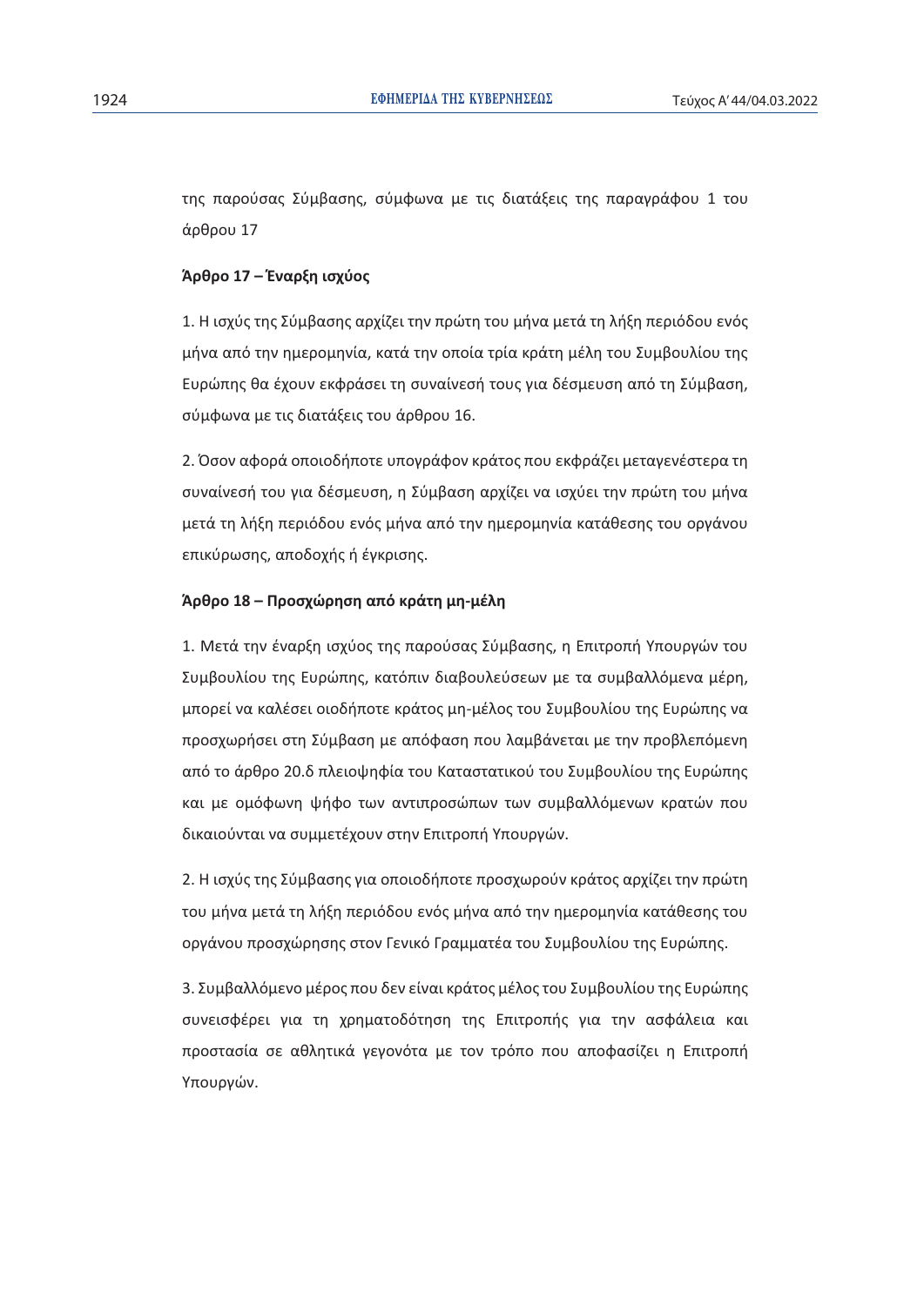της παρούσας Σύμβασης, σύμφωνα με τις διατάξεις της παραγράφου 1 του άρθρου 17

**Άρθρο 17 – Έναρξη ισχύος**

1. Η ισχύς της Σύμβασης αρχίζει την πρώτη του μήνα μετά τη λήξη περιόδου ενός μήνα από την ημερομηνία, κατά την οποία τρία κράτη μέλη του Συμβουλίου της Ευρώπης θα έχουν εκφράσει τη συναίνεσή τους για δέσμευση από τη Σύμβαση, σύμφωνα με τις διατάξεις του άρθρου 16.

2. Όσον αφορά οποιοδήποτε υπογράφον κράτος που εκφράζει μεταγενέστερα τη συναίνεσή του για δέσμευση, η Σύμβαση αρχίζει να ισχύει την πρώτη του μήνα μετά τη λήξη περιόδου ενός μήνα από την ημερομηνία κατάθεσης του οργάνου επικύρωσης, αποδοχής ή έγκρισης.

**Άρθρο 18 – Προσχώρηση από κράτη μη-μέλη**

1. Μετά την έναρξη ισχύος της παρούσας Σύμβασης, η Επιτροπή Υπουργών του Συμβουλίου της Ευρώπης, κατόπιν διαβουλεύσεων με τα συμβαλλόμενα μέρη, μπορεί να καλέσει οιοδήποτε κράτος μη-μέλος του Συμβουλίου της Ευρώπης να προσχωρήσει στη Σύμβαση με απόφαση που λαμβάνεται με την προβλεπόμενη από το άρθρο 20.δ πλειοψηφία του Καταστατικού του Συμβουλίου της Ευρώπης και με ομόφωνη ψήφο των αντιπροσώπων των συμβαλλόμενων κρατών που δικαιούνται να συμμετέχουν στην Επιτροπή Υπουργών.

2. Η ισχύς της Σύμβασης για οποιοδήποτε προσχωρούν κράτος αρχίζει την πρώτη του μήνα μετά τη λήξη περιόδου ενός μήνα από την ημερομηνία κατάθεσης του οργάνου προσχώρησης στον Γενικό Γραμματέα του Συμβουλίου της Ευρώπης.

3. Συμβαλλόμενο μέρος που δεν είναι κράτος μέλος του Συμβουλίου της Ευρώπης συνεισφέρει για τη χρηματοδότηση της Επιτροπής για την ασφάλεια και προστασία σε αθλητικά γεγονότα με τον τρόπο που αποφασίζει η Επιτροπή Υπουργών.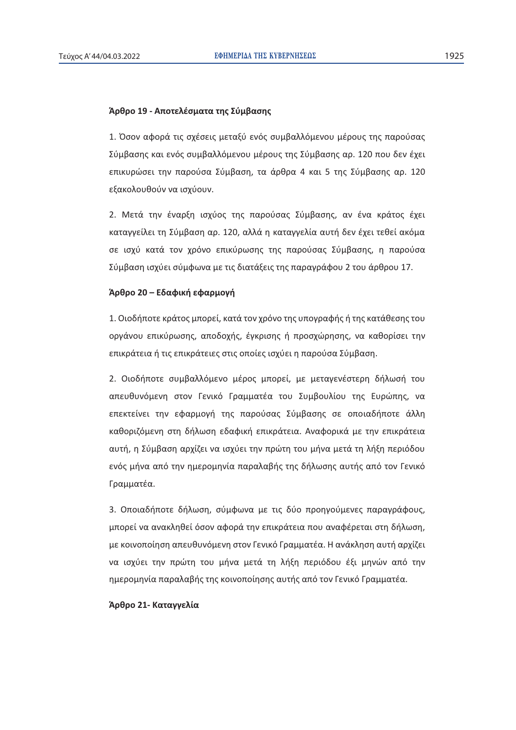### Άρθρο 19 - Αποτελέσματα της Σύμβασης

1. Όσον αφορά τις σχέσεις μεταξύ ενός συμβαλλόμενου μέρους της παρούσας Σύμβασης και ενός συμβαλλόμενου μέρους της Σύμβασης αρ. 120 που δεν έχει επικυρώσει την παρούσα Σύμβαση, τα άρθρα 4 και 5 της Σύμβασης αρ. 120 εξακολουθούν να ισχύουν.

2. Μετά την έναρξη ισχύος της παρούσας Σύμβασης, αν ένα κράτος έχει καταγγείλει τη Σύμβαση αρ. 120, αλλά η καταγγελία αυτή δεν έχει τεθεί ακόμα σε ισχύ κατά τον χρόνο επικύρωσης της παρούσας Σύμβασης, η παρούσα Σύμβαση ισχύει σύμφωνα με τις διατάξεις της παραγράφου 2 του άρθρου 17.

### Άρθρο 20 – Εδαφική εφαρμογή

1. Οιοδήποτε κράτος μπορεί, κατά τον χρόνο της υπογραφής ή της κατάθεσης του οργάνου επικύρωσης, αποδοχής, έγκρισης ή προσχώρησης, να καθορίσει την επικράτεια ή τις επικράτειες στις οποίες ισχύει η παρούσα Σύμβαση.

2. Οιοδήποτε συμβαλλόμενο μέρος μπορεί, με μεταγενέστερη δήλωσή του απευθυνόμενη στον Γενικό Γραμματέα του Συμβουλίου της Ευρώπης, να επεκτείνει την εφαρμογή της παρούσας Σύμβασης σε οποιαδήποτε άλλη καθοριζόμενη στη δήλωση εδαφική επικράτεια. Αναφορικά με την επικράτεια αυτή, η Σύμβαση αρχίζει να ισχύει την πρώτη του μήνα μετά τη λήξη περιόδου ενός μήνα από την ημερομηνία παραλαβής της δήλωσης αυτής από τον Γενικό Γραμματέα.

3. Οποιαδήποτε δήλωση, σύμφωνα με τις δύο προηγούμενες παραγράφους, μπορεί να ανακληθεί όσον αφορά την επικράτεια που αναφέρεται στη δήλωση, με κοινοποίηση απευθυνόμενη στον Γενικό Γραμματέα. Η ανάκληση αυτή αρχίζει να ισχύει την πρώτη του μήνα μετά τη λήξη περιόδου έξι μηνών από την ημερομηνία παραλαβής της κοινοποίησης αυτής από τον Γενικό Γραμματέα.

### Άρθρο 21- Καταγγελία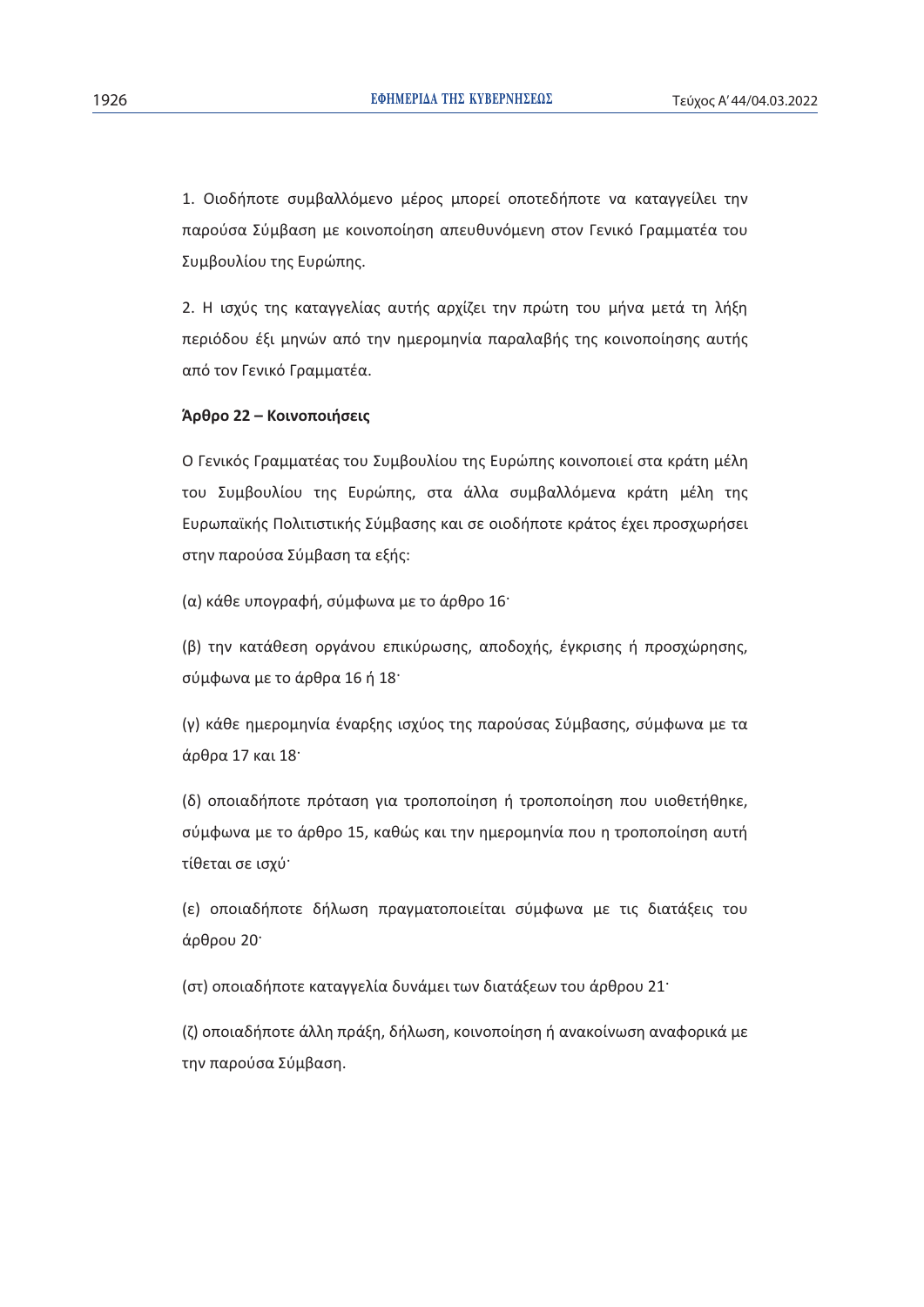1. Οιοδήποτε συμβαλλόμενο μέρος μπορεί οποτεδήποτε να καταγγείλει την παρούσα Σύμβαση με κοινοποίηση απευθυνόμενη στον Γενικό Γραμματέα του Συμβουλίου της Ευρώπης.

2. Η ισχύς της καταγγελίας αυτής αρχίζει την πρώτη του μήνα μετά τη λήξη περιόδου έξι μηνών από την ημερομηνία παραλαβής της κοινοποίησης αυτής από τον Γενικό Γραμματέα.

**Άρθρο 22 – Κοινοποιήσεις**

Ο Γενικός Γραμματέας του Συμβουλίου της Ευρώπης κοινοποιεί στα κράτη μέλη του Συμβουλίου της Ευρώπης, στα άλλα συμβαλλόμενα κράτη μέλη της Ευρωπαϊκής Πολιτιστικής Σύμβασης και σε οιοδήποτε κράτος έχει προσχωρήσει στην παρούσα Σύμβαση τα εξής:

(α) κάθε υπογραφή, σύμφωνα με το άρθρο 16·

(β) την κατάθεση οργάνου επικύρωσης, αποδοχής, έγκρισης ή προσχώρησης, σύμφωνα με το άρθρα 16 ή 18·

(γ) κάθε ημερομηνία έναρξης ισχύος της παρούσας Σύμβασης, σύμφωνα με τα άρθρα 17 και 18·

(δ) οποιαδήποτε πρόταση για τροποποίηση ή τροποποίηση που υιοθετήθηκε, σύμφωνα με το άρθρο 15, καθώς και την ημερομηνία που η τροποποίηση αυτή τίθεται σε ισχύ·

(ε) οποιαδήποτε δήλωση πραγματοποιείται σύμφωνα με τις διατάξεις του άρθρου 20·

(στ) οποιαδήποτε καταγγελία δυνάμει των διατάξεων του άρθρου 21·

(ζ) οποιαδήποτε άλλη πράξη, δήλωση, κοινοποίηση ή ανακοίνωση αναφορικά με την παρούσα Σύμβαση.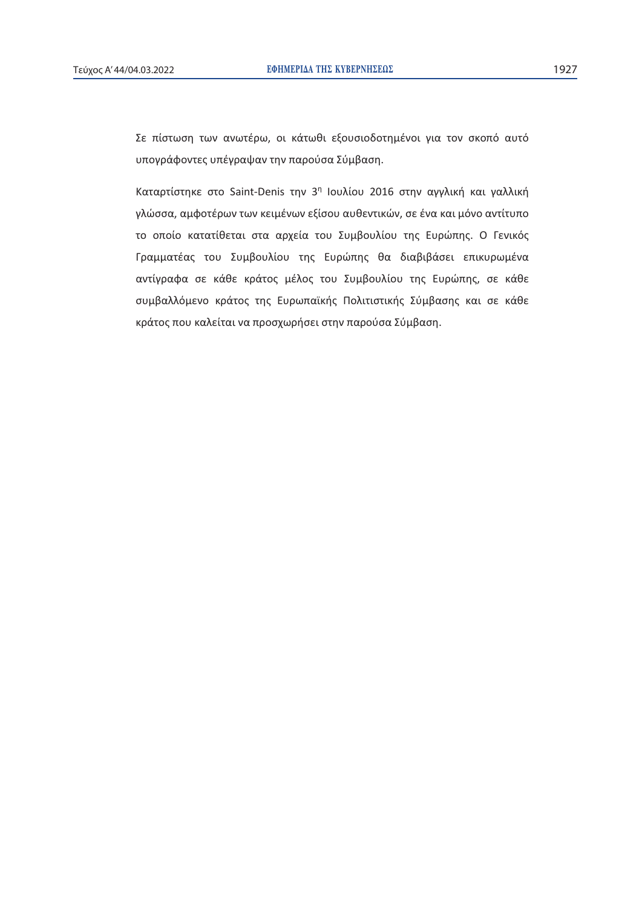Σε πίστωση των ανωτέρω, οι κάτωθι εξουσιοδοτημένοι για τον σκοπό αυτό υπογράφοντες υπέγραψαν την παρούσα Σύμβαση.

Καταρτίστηκε στο Saint-Denis την 3η Ιουλίου 2016 στην αγγλική και γαλλική γλώσσα, αμφοτέρων των κειμένων εξίσου αυθεντικών, σε ένα και μόνο αντίτυπο το οποίο κατατίθεται στα αρχεία του Συμβουλίου της Ευρώπης. Ο Γενικός Γραμματέας του Συμβουλίου της Ευρώπης θα διαβιβάσει επικυρωμένα αντίγραφα σε κάθε κράτος μέλος του Συμβουλίου της Ευρώπης, σε κάθε συμβαλλόμενο κράτος της Ευρωπαϊκής Πολιτιστικής Σύμβασης και σε κάθε κράτος που καλείται να προσχωρήσει στην παρούσα Σύμβαση.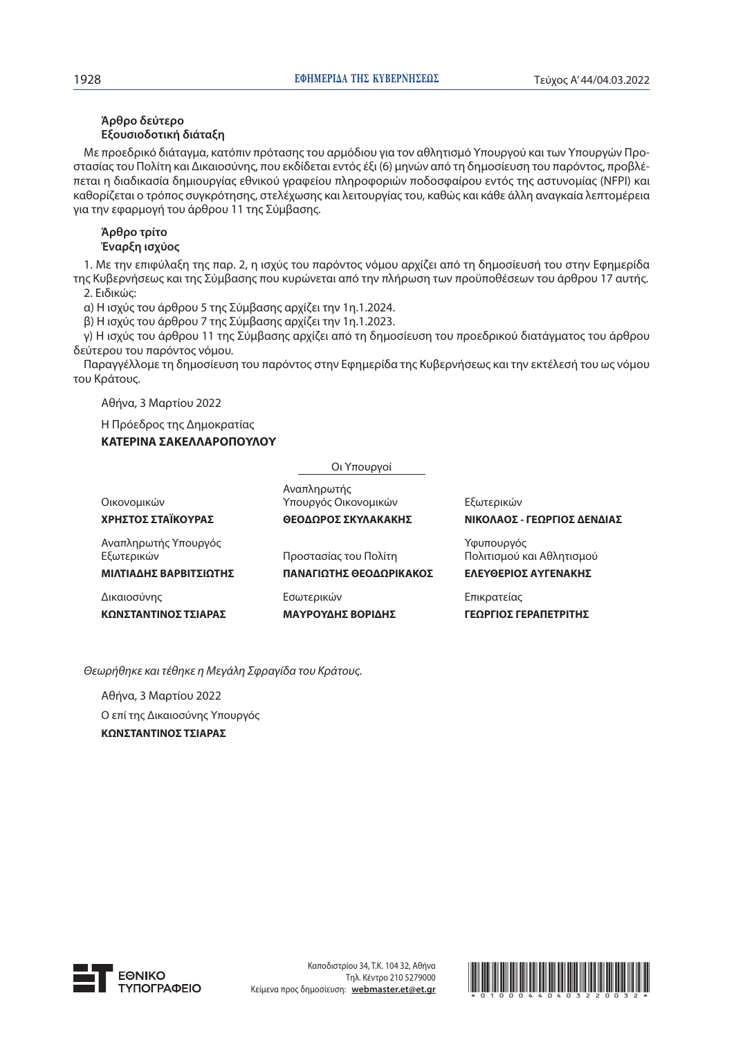**Άρθρο δεύτερο**
**Εξουσιοδοτική διάταξη**

Με προεδρικό διάταγμα, κατόπιν πρότασης του αρμόδιου για τον αθλητισμό Υπουργού και των Υπουργών Προστασίας του Πολίτη και Δικαιοσύνης, που εκδίδεται εντός έξι (6) μηνών από τη δημοσίευση του παρόντος, προβλέπεται η διαδικασία δημιουργίας εθνικού γραφείου πληροφοριών ποδοσφαίρου εντός της αστυνομίας (NFPI) και καθορίζεται ο τρόπος συγκρότησης, στελέχωσης και λειτουργίας του, καθώς και κάθε άλλη αναγκαία λεπτομέρεια για την εφαρμογή του άρθρου 11 της Σύμβασης.

**Άρθρο τρίτο**
**Έναρξη ισχύος**

1. Με την επιφύλαξη της παρ. 2, η ισχύς του παρόντος νόμου αρχίζει από τη δημοσίευσή του στην Εφημερίδα της Κυβερνήσεως και της Σύμβασης που κυρώνεται από την πλήρωση των προϋποθέσεων του άρθρου 17 αυτής.

2. Ειδικώς:

α) Η ισχύς του άρθρου 5 της Σύμβασης αρχίζει την 1η.1.2024.

β) Η ισχύς του άρθρου 7 της Σύμβασης αρχίζει την 1η.1.2023.

γ) Η ισχύς του άρθρου 11 της Σύμβασης αρχίζει από τη δημοσίευση του προεδρικού διατάγματος του άρθρου δεύτερου του παρόντος νόμου.

Παραγγέλλομε τη δημοσίευση του παρόντος στην Εφημερίδα της Κυβερνήσεως και την εκτέλεσή του ως νόμου του Κράτους.

Αθήνα, 3 Μαρτίου 2022

Η Πρόεδρος της Δημοκρατίας
**ΚΑΤΕΡΙΝΑ ΣΑΚΕΛΛΑΡΟΠΟΥΛΟΥ**

Οι Υπουργοί

Οικονομικών
**ΧΡΗΣΤΟΣ ΣΤΑΪΚΟΥΡΑΣ**

Αναπληρωτής Υπουργός Οικονομικών
**ΘΕΟΔΩΡΟΣ ΣΚΥΛΑΚΑΚΗΣ**

Εξωτερικών
**ΝΙΚΟΛΑΟΣ - ΓΕΩΡΓΙΟΣ ΔΕΝΔΙΑΣ**

Αναπληρωτής Υπουργός Εξωτερικών
**ΜΙΛΤΙΑΔΗΣ ΒΑΡΒΙΤΣΙΩΤΗΣ**

Προστασίας του Πολίτη
**ΠΑΝΑΓΙΩΤΗΣ ΘΕΟΔΩΡΙΚΑΚΟΣ**

Υφυπουργός Πολιτισμού και Αθλητισμού
**ΕΛΕΥΘΕΡΙΟΣ ΑΥΓΕΝΑΚΗΣ**

Δικαιοσύνης
**ΚΩΝΣΤΑΝΤΙΝΟΣ ΤΣΙΑΡΑΣ**

Εσωτερικών
**ΜΑΥΡΟΥΔΗΣ ΒΟΡΙΔΗΣ**

Επικρατείας
**ΓΕΩΡΓΙΟΣ ΓΕΡΑΠΕΤΡΙΤΗΣ**

*Θεωρήθηκε και τέθηκε η Μεγάλη Σφραγίδα του Κράτους.*

Αθήνα, 3 Μαρτίου 2022

Ο επί της Δικαιοσύνης Υπουργός
**ΚΩΝΣΤΑΝΤΙΝΟΣ ΤΣΙΑΡΑΣ**

ΕΘΝΙΚΟ ΤΥΠΟΓΡΑΦΕΙΟ

Καποδιστρίου 34, Τ.Κ. 104 32, Αθήνα
Τηλ. Κέντρο 210 5279000
Κείμενα προς δημοσίευση: **webmaster.et@et.gr**

*01000440403220032*